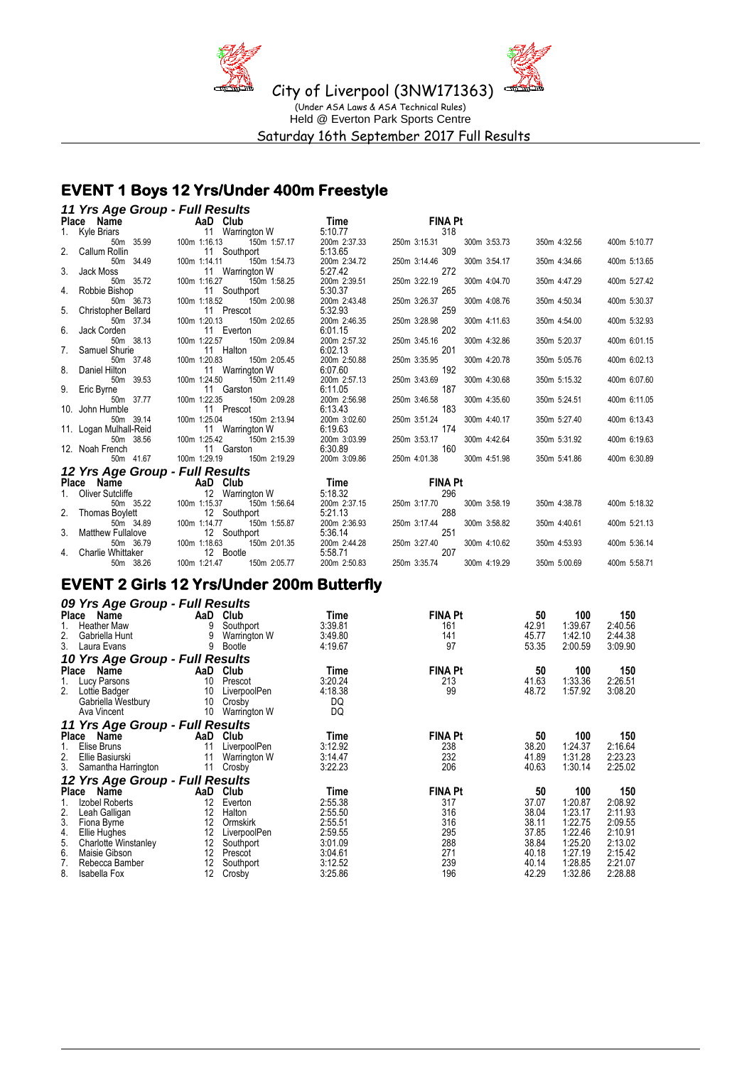# City of Liverpool (3NW171363)

(Under ASA Laws & ASA Technical Rules)

Held @ Everton Park Sports Centre

Saturday 16th September 2017 Full Results

## EVENT 1 Boys 12 Yrs/Under 400m Freestyle

### 11 Yrs Age Group - Full Results

| Place | Name | AaD | Club | Time | FINA Pt |
|---|---|---|---|---|---|
| 1. | Kyle Briars | 11 | Warrington W | 5:10.77 | 318 |
| | 50m 35.99 | 100m 1:16.13 | 150m 1:57.17 | 200m 2:37.33 | 250m 3:15.31 / 300m 3:53.73 / 350m 4:32.56 / 400m 5:10.77 |
| 2. | Callum Rollin | 11 | Southport | 5:13.65 | 309 |
| | 50m 34.49 | 100m 1:14.11 | 150m 1:54.73 | 200m 2:34.72 | 250m 3:14.46 / 300m 3:54.17 / 350m 4:34.66 / 400m 5:13.65 |
| 3. | Jack Moss | 11 | Warrington W | 5:27.42 | 272 |
| | 50m 35.72 | 100m 1:16.27 | 150m 1:58.25 | 200m 2:39.51 | 250m 3:22.19 / 300m 4:04.70 / 350m 4:47.29 / 400m 5:27.42 |
| 4. | Robbie Bishop | 11 | Southport | 5:30.37 | 265 |
| | 50m 36.73 | 100m 1:18.52 | 150m 2:00.98 | 200m 2:43.48 | 250m 3:26.37 / 300m 4:08.76 / 350m 4:50.34 / 400m 5:30.37 |
| 5. | Christopher Bellard | 11 | Prescot | 5:32.93 | 259 |
| | 50m 37.34 | 100m 1:20.13 | 150m 2:02.65 | 200m 2:46.35 | 250m 3:28.98 / 300m 4:11.63 / 350m 4:54.00 / 400m 5:32.93 |
| 6. | Jack Corden | 11 | Everton | 6:01.15 | 202 |
| | 50m 38.13 | 100m 1:22.57 | 150m 2:09.84 | 200m 2:57.32 | 250m 3:45.16 / 300m 4:32.86 / 350m 5:20.37 / 400m 6:01.15 |
| 7. | Samuel Shurie | 11 | Halton | 6:02.13 | 201 |
| | 50m 37.48 | 100m 1:20.83 | 150m 2:05.45 | 200m 2:50.88 | 250m 3:35.95 / 300m 4:20.78 / 350m 5:05.76 / 400m 6:02.13 |
| 8. | Daniel Hilton | 11 | Warrington W | 6:07.60 | 192 |
| | 50m 39.53 | 100m 1:24.50 | 150m 2:11.49 | 200m 2:57.13 | 250m 3:43.69 / 300m 4:30.68 / 350m 5:15.32 / 400m 6:07.60 |
| 9. | Eric Byrne | 11 | Garston | 6:11.05 | 187 |
| | 50m 37.77 | 100m 1:22.35 | 150m 2:09.28 | 200m 2:56.98 | 250m 3:46.58 / 300m 4:35.60 / 350m 5:24.51 / 400m 6:11.05 |
| 10. | John Humble | 11 | Prescot | 6:13.43 | 183 |
| | 50m 39.14 | 100m 1:25.04 | 150m 2:13.94 | 200m 3:02.60 | 250m 3:51.24 / 300m 4:40.17 / 350m 5:27.40 / 400m 6:13.43 |
| 11. | Logan Mulhall-Reid | 11 | Warrington W | 6:19.63 | 174 |
| | 50m 38.56 | 100m 1:25.42 | 150m 2:15.39 | 200m 3:03.99 | 250m 3:53.17 / 300m 4:42.64 / 350m 5:31.92 / 400m 6:19.63 |
| 12. | Noah French | 11 | Garston | 6:30.89 | 160 |
| | 50m 41.67 | 100m 1:29.19 | 150m 2:19.29 | 200m 3:09.86 | 250m 4:01.38 / 300m 4:51.98 / 350m 5:41.86 / 400m 6:30.89 |

### 12 Yrs Age Group - Full Results

| Place | Name | AaD | Club | Time | FINA Pt |
|---|---|---|---|---|---|
| 1. | Oliver Sutcliffe | 12 | Warrington W | 5:18.32 | 296 |
| | 50m 35.22 | 100m 1:15.37 | 150m 1:56.64 | 200m 2:37.15 | 250m 3:17.70 / 300m 3:58.19 / 350m 4:38.78 / 400m 5:18.32 |
| 2. | Thomas Boylett | 12 | Southport | 5:21.13 | 288 |
| | 50m 34.89 | 100m 1:14.77 | 150m 1:55.87 | 200m 2:36.93 | 250m 3:17.44 / 300m 3:58.82 / 350m 4:40.61 / 400m 5:21.13 |
| 3. | Matthew Fullalove | 12 | Southport | 5:36.14 | 251 |
| | 50m 36.79 | 100m 1:18.63 | 150m 2:01.35 | 200m 2:44.28 | 250m 3:27.40 / 300m 4:10.62 / 350m 4:53.93 / 400m 5:36.14 |
| 4. | Charlie Whittaker | 12 | Bootle | 5:58.71 | 207 |
| | 50m 38.26 | 100m 1:21.47 | 150m 2:05.77 | 200m 2:50.83 | 250m 3:35.74 / 300m 4:19.29 / 350m 5:00.69 / 400m 5:58.71 |

## EVENT 2 Girls 12 Yrs/Under 200m Butterfly

### 09 Yrs Age Group - Full Results

| Place | Name | AaD | Club | Time | FINA Pt | 50 | 100 | 150 |
|---|---|---|---|---|---|---|---|---|
| 1. | Heather Maw | 9 | Southport | 3:39.81 | 161 | 42.91 | 1:39.67 | 2:40.56 |
| 2. | Gabriella Hunt | 9 | Warrington W | 3:49.80 | 141 | 45.77 | 1:42.10 | 2:44.38 |
| 3. | Laura Evans | 9 | Bootle | 4:19.67 | 97 | 53.35 | 2:00.59 | 3:09.90 |

### 10 Yrs Age Group - Full Results

| Place | Name | AaD | Club | Time | FINA Pt | 50 | 100 | 150 |
|---|---|---|---|---|---|---|---|---|
| 1. | Lucy Parsons | 10 | Prescot | 3:20.24 | 213 | 41.63 | 1:33.36 | 2:26.51 |
| 2. | Lottie Badger | 10 | LiverpoolPen | 4:18.38 | 99 | 48.72 | 1:57.92 | 3:08.20 |
| | Gabriella Westbury | 10 | Crosby | DQ | | | | |
| | Ava Vincent | 10 | Warrington W | DQ | | | | |

### 11 Yrs Age Group - Full Results

| Place | Name | AaD | Club | Time | FINA Pt | 50 | 100 | 150 |
|---|---|---|---|---|---|---|---|---|
| 1. | Elise Bruns | 11 | LiverpoolPen | 3:12.92 | 238 | 38.20 | 1:24.37 | 2:16.64 |
| 2. | Ellie Basiurski | 11 | Warrington W | 3:14.47 | 232 | 41.89 | 1:31.28 | 2:23.23 |
| 3. | Samantha Harrington | 11 | Crosby | 3:22.23 | 206 | 40.63 | 1:30.14 | 2:25.02 |

### 12 Yrs Age Group - Full Results

| Place | Name | AaD | Club | Time | FINA Pt | 50 | 100 | 150 |
|---|---|---|---|---|---|---|---|---|
| 1. | Izobel Roberts | 12 | Everton | 2:55.38 | 317 | 37.07 | 1:20.87 | 2:08.92 |
| 2. | Leah Galligan | 12 | Halton | 2:55.50 | 316 | 38.04 | 1:23.17 | 2:11.93 |
| 3. | Fiona Byrne | 12 | Ormskirk | 2:55.51 | 316 | 38.11 | 1:22.75 | 2:09.55 |
| 4. | Ellie Hughes | 12 | LiverpoolPen | 2:59.55 | 295 | 37.85 | 1:22.46 | 2:10.91 |
| 5. | Charlotte Winstanley | 12 | Southport | 3:01.09 | 288 | 38.84 | 1:25.20 | 2:13.02 |
| 6. | Maisie Gibson | 12 | Prescot | 3:04.61 | 271 | 40.18 | 1:27.19 | 2:15.42 |
| 7. | Rebecca Bamber | 12 | Southport | 3:12.52 | 239 | 40.14 | 1:28.85 | 2:21.07 |
| 8. | Isabella Fox | 12 | Crosby | 3:25.86 | 196 | 42.29 | 1:32.86 | 2:28.88 |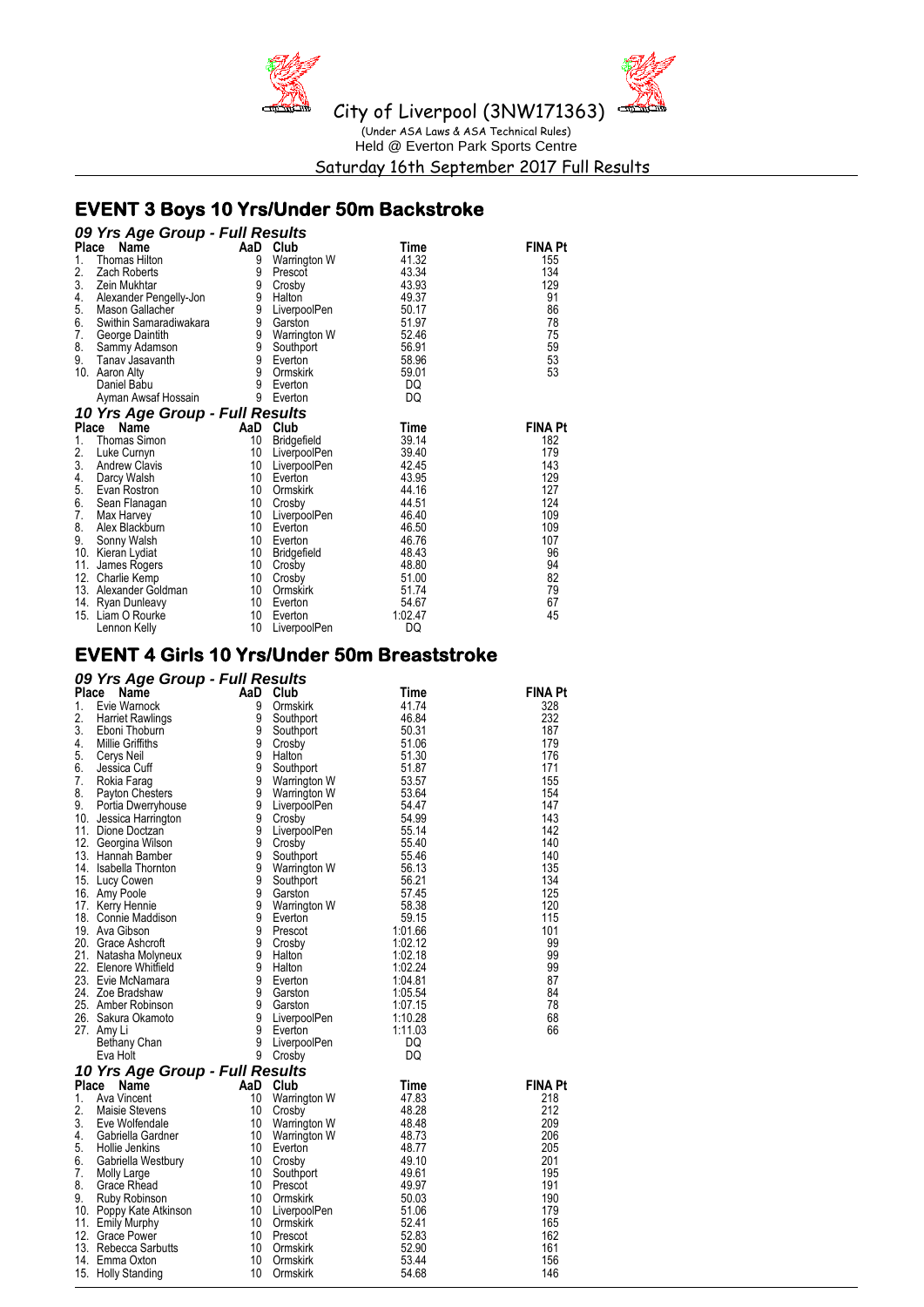City of Liverpool (3NW171363)

(Under ASA Laws & ASA Technical Rules)

Held @ Everton Park Sports Centre

Saturday 16th September 2017 Full Results

## EVENT 3 Boys 10 Yrs/Under 50m Backstroke

### *09 Yrs Age Group - Full Results*

| Place | Name | AaD | Club | Time | FINA Pt |
|---|---|---|---|---|---|
| 1. | Thomas Hilton | 9 | Warrington W | 41.32 | 155 |
| 2. | Zach Roberts | 9 | Prescot | 43.34 | 134 |
| 3. | Zein Mukhtar | 9 | Crosby | 43.93 | 129 |
| 4. | Alexander Pengelly-Jon | 9 | Halton | 49.37 | 91 |
| 5. | Mason Gallacher | 9 | LiverpoolPen | 50.17 | 86 |
| 6. | Swithin Samaradiwakara | 9 | Garston | 51.97 | 78 |
| 7. | George Daintith | 9 | Warrington W | 52.46 | 75 |
| 8. | Sammy Adamson | 9 | Southport | 56.91 | 59 |
| 9. | Tanav Jasavanth | 9 | Everton | 58.96 | 53 |
| 10. | Aaron Alty | 9 | Ormskirk | 59.01 | 53 |
| | Daniel Babu | 9 | Everton | DQ | |
| | Ayman Awsaf Hossain | 9 | Everton | DQ | |

### *10 Yrs Age Group - Full Results*

| Place | Name | AaD | Club | Time | FINA Pt |
|---|---|---|---|---|---|
| 1. | Thomas Simon | 10 | Bridgefield | 39.14 | 182 |
| 2. | Luke Curnyn | 10 | LiverpoolPen | 39.40 | 179 |
| 3. | Andrew Clavis | 10 | LiverpoolPen | 42.45 | 143 |
| 4. | Darcy Walsh | 10 | Everton | 43.95 | 129 |
| 5. | Evan Rostron | 10 | Ormskirk | 44.16 | 127 |
| 6. | Sean Flanagan | 10 | Crosby | 44.51 | 124 |
| 7. | Max Harvey | 10 | LiverpoolPen | 46.40 | 109 |
| 8. | Alex Blackburn | 10 | Everton | 46.50 | 109 |
| 9. | Sonny Walsh | 10 | Everton | 46.76 | 107 |
| 10. | Kieran Lydiat | 10 | Bridgefield | 48.43 | 96 |
| 11. | James Rogers | 10 | Crosby | 48.80 | 94 |
| 12. | Charlie Kemp | 10 | Crosby | 51.00 | 82 |
| 13. | Alexander Goldman | 10 | Ormskirk | 51.74 | 79 |
| 14. | Ryan Dunleavy | 10 | Everton | 54.67 | 67 |
| 15. | Liam O Rourke | 10 | Everton | 1:02.47 | 45 |
| | Lennon Kelly | 10 | LiverpoolPen | DQ | |

## EVENT 4 Girls 10 Yrs/Under 50m Breaststroke

### *09 Yrs Age Group - Full Results*

| Place | Name | AaD | Club | Time | FINA Pt |
|---|---|---|---|---|---|
| 1. | Evie Warnock | 9 | Ormskirk | 41.74 | 328 |
| 2. | Harriet Rawlings | 9 | Southport | 46.84 | 232 |
| 3. | Eboni Thoburn | 9 | Southport | 50.31 | 187 |
| 4. | Millie Griffiths | 9 | Crosby | 51.06 | 179 |
| 5. | Cerys Neil | 9 | Halton | 51.30 | 176 |
| 6. | Jessica Cuff | 9 | Southport | 51.87 | 171 |
| 7. | Rokia Farag | 9 | Warrington W | 53.57 | 155 |
| 8. | Payton Chesters | 9 | Warrington W | 53.64 | 154 |
| 9. | Portia Dwerryhouse | 9 | LiverpoolPen | 54.47 | 147 |
| 10. | Jessica Harrington | 9 | Crosby | 54.99 | 143 |
| 11. | Dione Doctzan | 9 | LiverpoolPen | 55.14 | 142 |
| 12. | Georgina Wilson | 9 | Crosby | 55.40 | 140 |
| 13. | Hannah Bamber | 9 | Southport | 55.46 | 140 |
| 14. | Isabella Thornton | 9 | Warrington W | 56.13 | 135 |
| 15. | Lucy Cowen | 9 | Southport | 56.21 | 134 |
| 16. | Amy Poole | 9 | Garston | 57.45 | 125 |
| 17. | Kerry Hennie | 9 | Warrington W | 58.38 | 120 |
| 18. | Connie Maddison | 9 | Everton | 59.15 | 115 |
| 19. | Ava Gibson | 9 | Prescot | 1:01.66 | 101 |
| 20. | Grace Ashcroft | 9 | Crosby | 1:02.12 | 99 |
| 21. | Natasha Molyneux | 9 | Halton | 1:02.18 | 99 |
| 22. | Elenore Whitfield | 9 | Halton | 1:02.24 | 99 |
| 23. | Evie McNamara | 9 | Everton | 1:04.81 | 87 |
| 24. | Zoe Bradshaw | 9 | Garston | 1:05.54 | 84 |
| 25. | Amber Robinson | 9 | Garston | 1:07.15 | 78 |
| 26. | Sakura Okamoto | 9 | LiverpoolPen | 1:10.28 | 68 |
| 27. | Amy Li | 9 | Everton | 1:11.03 | 66 |
| | Bethany Chan | 9 | LiverpoolPen | DQ | |
| | Eva Holt | 9 | Crosby | DQ | |

### *10 Yrs Age Group - Full Results*

| Place | Name | AaD | Club | Time | FINA Pt |
|---|---|---|---|---|---|
| 1. | Ava Vincent | 10 | Warrington W | 47.83 | 218 |
| 2. | Maisie Stevens | 10 | Crosby | 48.28 | 212 |
| 3. | Eve Wolfendale | 10 | Warrington W | 48.48 | 209 |
| 4. | Gabriella Gardner | 10 | Warrington W | 48.73 | 206 |
| 5. | Hollie Jenkins | 10 | Everton | 48.77 | 205 |
| 6. | Gabriella Westbury | 10 | Crosby | 49.10 | 201 |
| 7. | Molly Large | 10 | Southport | 49.61 | 195 |
| 8. | Grace Rhead | 10 | Prescot | 49.97 | 191 |
| 9. | Ruby Robinson | 10 | Ormskirk | 50.03 | 190 |
| 10. | Poppy Kate Atkinson | 10 | LiverpoolPen | 51.06 | 179 |
| 11. | Emily Murphy | 10 | Ormskirk | 52.41 | 165 |
| 12. | Grace Power | 10 | Prescot | 52.83 | 162 |
| 13. | Rebecca Sarbutts | 10 | Ormskirk | 52.90 | 161 |
| 14. | Emma Oxton | 10 | Ormskirk | 53.44 | 156 |
| 15. | Holly Standing | 10 | Ormskirk | 54.68 | 146 |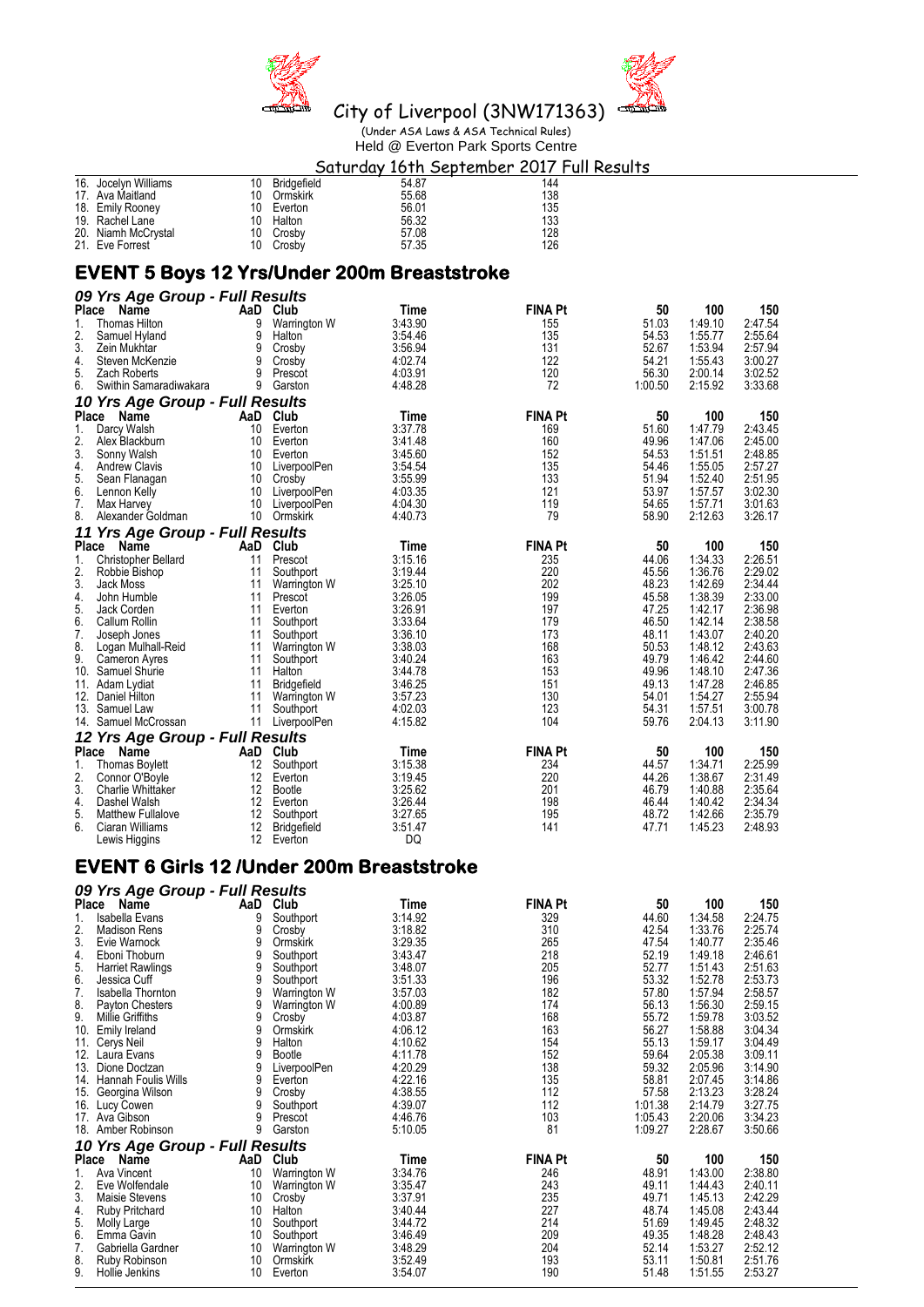# City of Liverpool (3NW171363)

(Under ASA Laws & ASA Technical Rules)
Held @ Everton Park Sports Centre

Saturday 16th September 2017 Full Results

| Place | Name | AaD | Club | Time | FINA Pt |
|---|---|---|---|---|---|
| 16. | Jocelyn Williams | 10 | Bridgefield | 54.87 | 144 |
| 17. | Ava Maitland | 10 | Ormskirk | 55.68 | 138 |
| 18. | Emily Rooney | 10 | Everton | 56.01 | 135 |
| 19. | Rachel Lane | 10 | Halton | 56.32 | 133 |
| 20. | Niamh McCrystal | 10 | Crosby | 57.08 | 128 |
| 21. | Eve Forrest | 10 | Crosby | 57.35 | 126 |

## EVENT 5 Boys 12 Yrs/Under 200m Breaststroke

### 09 Yrs Age Group - Full Results

| Place | Name | AaD | Club | Time | FINA Pt | 50 | 100 | 150 |
|---|---|---|---|---|---|---|---|---|
| 1. | Thomas Hilton | 9 | Warrington W | 3:43.90 | 155 | 51.03 | 1:49.10 | 2:47.54 |
| 2. | Samuel Hyland | 9 | Halton | 3:54.46 | 135 | 54.53 | 1:55.77 | 2:55.64 |
| 3. | Zein Mukhtar | 9 | Crosby | 3:56.94 | 131 | 52.67 | 1:53.94 | 2:57.94 |
| 4. | Steven McKenzie | 9 | Crosby | 4:02.74 | 122 | 54.21 | 1:55.43 | 3:00.27 |
| 5. | Zach Roberts | 9 | Prescot | 4:03.91 | 120 | 56.30 | 2:00.14 | 3:02.52 |
| 6. | Swithin Samaradiwakara | 9 | Garston | 4:48.28 | 72 | 1:00.50 | 2:15.92 | 3:33.68 |

### 10 Yrs Age Group - Full Results

| Place | Name | AaD | Club | Time | FINA Pt | 50 | 100 | 150 |
|---|---|---|---|---|---|---|---|---|
| 1. | Darcy Walsh | 10 | Everton | 3:37.78 | 169 | 51.60 | 1:47.79 | 2:43.45 |
| 2. | Alex Blackburn | 10 | Everton | 3:41.48 | 160 | 49.96 | 1:47.06 | 2:45.00 |
| 3. | Sonny Walsh | 10 | Everton | 3:45.60 | 152 | 54.53 | 1:51.51 | 2:48.85 |
| 4. | Andrew Clavis | 10 | LiverpoolPen | 3:54.54 | 135 | 54.46 | 1:55.05 | 2:57.27 |
| 5. | Sean Flanagan | 10 | Crosby | 3:55.99 | 133 | 51.94 | 1:52.40 | 2:51.95 |
| 6. | Lennon Kelly | 10 | LiverpoolPen | 4:03.35 | 121 | 53.97 | 1:57.57 | 3:02.30 |
| 7. | Max Harvey | 10 | LiverpoolPen | 4:04.30 | 119 | 54.65 | 1:57.71 | 3:01.63 |
| 8. | Alexander Goldman | 10 | Ormskirk | 4:40.73 | 79 | 58.90 | 2:12.63 | 3:26.17 |

### 11 Yrs Age Group - Full Results

| Place | Name | AaD | Club | Time | FINA Pt | 50 | 100 | 150 |
|---|---|---|---|---|---|---|---|---|
| 1. | Christopher Bellard | 11 | Prescot | 3:15.16 | 235 | 44.06 | 1:34.33 | 2:26.51 |
| 2. | Robbie Bishop | 11 | Southport | 3:19.44 | 220 | 45.56 | 1:36.76 | 2:29.02 |
| 3. | Jack Moss | 11 | Warrington W | 3:25.10 | 202 | 48.23 | 1:42.69 | 2:34.44 |
| 4. | John Humble | 11 | Prescot | 3:26.05 | 199 | 45.58 | 1:38.39 | 2:33.00 |
| 5. | Jack Corden | 11 | Everton | 3:26.91 | 197 | 47.25 | 1:42.17 | 2:36.98 |
| 6. | Callum Rollin | 11 | Southport | 3:33.64 | 179 | 46.50 | 1:42.14 | 2:38.58 |
| 7. | Joseph Jones | 11 | Southport | 3:36.10 | 173 | 48.11 | 1:43.07 | 2:40.20 |
| 8. | Logan Mulhall-Reid | 11 | Warrington W | 3:38.03 | 168 | 50.53 | 1:48.12 | 2:43.63 |
| 9. | Cameron Ayres | 11 | Southport | 3:40.24 | 163 | 49.79 | 1:46.42 | 2:44.60 |
| 10. | Samuel Shurie | 11 | Halton | 3:44.78 | 153 | 49.96 | 1:48.10 | 2:47.36 |
| 11. | Adam Lydiat | 11 | Bridgefield | 3:46.25 | 151 | 49.13 | 1:47.28 | 2:46.85 |
| 12. | Daniel Hilton | 11 | Warrington W | 3:57.23 | 130 | 54.01 | 1:54.27 | 2:55.94 |
| 13. | Samuel Law | 11 | Southport | 4:02.03 | 123 | 54.31 | 1:57.51 | 3:00.78 |
| 14. | Samuel McCrossan | 11 | LiverpoolPen | 4:15.82 | 104 | 59.76 | 2:04.13 | 3:11.90 |

### 12 Yrs Age Group - Full Results

| Place | Name | AaD | Club | Time | FINA Pt | 50 | 100 | 150 |
|---|---|---|---|---|---|---|---|---|
| 1. | Thomas Boylett | 12 | Southport | 3:15.38 | 234 | 44.57 | 1:34.71 | 2:25.99 |
| 2. | Connor O'Boyle | 12 | Everton | 3:19.45 | 220 | 44.26 | 1:38.67 | 2:31.49 |
| 3. | Charlie Whittaker | 12 | Bootle | 3:25.62 | 201 | 46.79 | 1:40.88 | 2:35.64 |
| 4. | Dashel Walsh | 12 | Everton | 3:26.44 | 198 | 46.44 | 1:40.42 | 2:34.34 |
| 5. | Matthew Fullalove | 12 | Southport | 3:27.65 | 195 | 48.72 | 1:42.66 | 2:35.79 |
| 6. | Ciaran Williams | 12 | Bridgefield | 3:51.47 | 141 | 47.71 | 1:45.23 | 2:48.93 |
| | Lewis Higgins | 12 | Everton | DQ | | | | |

## EVENT 6 Girls 12 /Under 200m Breaststroke

### 09 Yrs Age Group - Full Results

| Place | Name | AaD | Club | Time | FINA Pt | 50 | 100 | 150 |
|---|---|---|---|---|---|---|---|---|
| 1. | Isabella Evans | 9 | Southport | 3:14.92 | 329 | 44.60 | 1:34.58 | 2:24.75 |
| 2. | Madison Rens | 9 | Crosby | 3:18.82 | 310 | 42.54 | 1:33.76 | 2:25.74 |
| 3. | Evie Warnock | 9 | Ormskirk | 3:29.35 | 265 | 47.54 | 1:40.77 | 2:35.46 |
| 4. | Eboni Thoburn | 9 | Southport | 3:43.47 | 218 | 52.19 | 1:49.18 | 2:46.61 |
| 5. | Harriet Rawlings | 9 | Southport | 3:48.07 | 205 | 52.77 | 1:51.43 | 2:51.63 |
| 6. | Jessica Cuff | 9 | Southport | 3:51.33 | 196 | 53.32 | 1:52.78 | 2:53.73 |
| 7. | Isabella Thornton | 9 | Warrington W | 3:57.03 | 182 | 57.80 | 1:57.94 | 2:58.57 |
| 8. | Payton Chesters | 9 | Warrington W | 4:00.89 | 174 | 56.13 | 1:56.30 | 2:59.15 |
| 9. | Millie Griffiths | 9 | Crosby | 4:03.87 | 168 | 55.72 | 1:59.78 | 3:03.52 |
| 10. | Emily Ireland | 9 | Ormskirk | 4:06.12 | 163 | 56.27 | 1:58.88 | 3:04.34 |
| 11. | Cerys Neil | 9 | Halton | 4:10.62 | 154 | 55.13 | 1:59.17 | 3:04.49 |
| 12. | Laura Evans | 9 | Bootle | 4:11.78 | 152 | 59.64 | 2:05.38 | 3:09.11 |
| 13. | Dione Doctzan | 9 | LiverpoolPen | 4:20.29 | 138 | 59.32 | 2:05.96 | 3:14.90 |
| 14. | Hannah Foulis Wills | 9 | Everton | 4:22.16 | 135 | 58.81 | 2:07.45 | 3:14.86 |
| 15. | Georgina Wilson | 9 | Crosby | 4:38.55 | 112 | 57.58 | 2:13.23 | 3:28.24 |
| 16. | Lucy Cowen | 9 | Southport | 4:39.07 | 112 | 1:01.38 | 2:14.79 | 3:27.75 |
| 17. | Ava Gibson | 9 | Prescot | 4:46.76 | 103 | 1:05.43 | 2:20.06 | 3:34.23 |
| 18. | Amber Robinson | 9 | Garston | 5:10.05 | 81 | 1:09.27 | 2:28.67 | 3:50.66 |

### 10 Yrs Age Group - Full Results

| Place | Name | AaD | Club | Time | FINA Pt | 50 | 100 | 150 |
|---|---|---|---|---|---|---|---|---|
| 1. | Ava Vincent | 10 | Warrington W | 3:34.76 | 246 | 48.91 | 1:43.00 | 2:38.80 |
| 2. | Eve Wolfendale | 10 | Warrington W | 3:35.47 | 243 | 49.11 | 1:44.43 | 2:40.11 |
| 3. | Maisie Stevens | 10 | Crosby | 3:37.91 | 235 | 49.71 | 1:45.13 | 2:42.29 |
| 4. | Ruby Pritchard | 10 | Halton | 3:40.44 | 227 | 48.74 | 1:45.08 | 2:43.44 |
| 5. | Molly Large | 10 | Southport | 3:44.72 | 214 | 51.69 | 1:49.45 | 2:48.32 |
| 6. | Emma Gavin | 10 | Southport | 3:46.49 | 209 | 49.35 | 1:48.28 | 2:48.43 |
| 7. | Gabriella Gardner | 10 | Warrington W | 3:48.29 | 204 | 52.14 | 1:53.27 | 2:52.12 |
| 8. | Ruby Robinson | 10 | Ormskirk | 3:52.49 | 193 | 53.11 | 1:50.81 | 2:51.76 |
| 9. | Hollie Jenkins | 10 | Everton | 3:54.07 | 190 | 51.48 | 1:51.55 | 2:53.27 |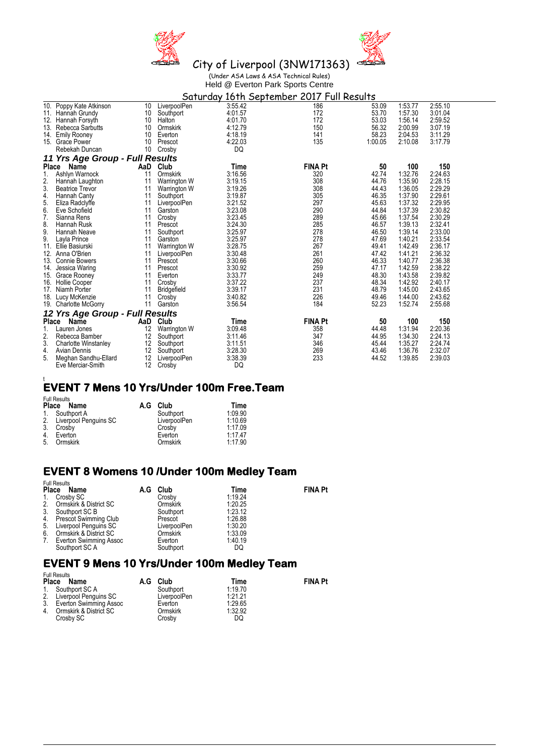# City of Liverpool (3NW171363)

(Under ASA Laws & ASA Technical Rules)

Held @ Everton Park Sports Centre

Saturday 16th September 2017 Full Results

| Place | Name | AaD | Club | Time | FINA Pt | 50 | 100 | 150 |
|---|---|---|---|---|---|---|---|---|
| 10. | Poppy Kate Atkinson | 10 | LiverpoolPen | 3:55.42 | 186 | 53.09 | 1:53.77 | 2:55.10 |
| 11. | Hannah Grundy | 10 | Southport | 4:01.57 | 172 | 53.70 | 1:57.30 | 3:01.04 |
| 12. | Hannah Forsyth | 10 | Halton | 4:01.70 | 172 | 53.03 | 1:56.14 | 2:59.52 |
| 13. | Rebecca Sarbutts | 10 | Ormskirk | 4:12.79 | 150 | 56.32 | 2:00.99 | 3:07.19 |
| 14. | Emily Rooney | 10 | Everton | 4:18.19 | 141 | 58.23 | 2:04.53 | 3:11.29 |
| 15. | Grace Power | 10 | Prescot | 4:22.03 | 135 | 1:00.05 | 2:10.08 | 3:17.79 |
| | Rebekah Duncan | 10 | Crosby | DQ | | | | |

### 11 Yrs Age Group - Full Results

| Place | Name | AaD | Club | Time | FINA Pt | 50 | 100 | 150 |
|---|---|---|---|---|---|---|---|---|
| 1. | Ashlyn Warnock | 11 | Ormskirk | 3:16.56 | 320 | 42.74 | 1:32.76 | 2:24.63 |
| 2. | Hannah Laughton | 11 | Warrington W | 3:19.15 | 308 | 44.76 | 1:35.90 | 2:28.15 |
| 3. | Beatrice Trevor | 11 | Warrington W | 3:19.26 | 308 | 44.43 | 1:36.05 | 2:29.29 |
| 4. | Hannah Canty | 11 | Southport | 3:19.87 | 305 | 46.35 | 1:37.90 | 2:29.61 |
| 5. | Eliza Radclyffe | 11 | LiverpoolPen | 3:21.52 | 297 | 45.63 | 1:37.32 | 2:29.95 |
| 6. | Eve Schofield | 11 | Garston | 3:23.08 | 290 | 44.84 | 1:37.39 | 2:30.82 |
| 7. | Sianna Rens | 11 | Crosby | 3:23.45 | 289 | 45.66 | 1:37.54 | 2:30.29 |
| 8. | Hannah Rusk | 11 | Prescot | 3:24.30 | 285 | 46.57 | 1:39.13 | 2:32.41 |
| 9. | Hannah Neave | 11 | Southport | 3:25.97 | 278 | 46.50 | 1:39.14 | 2:33.00 |
| 9. | Layla Prince | 11 | Garston | 3:25.97 | 278 | 47.69 | 1:40.21 | 2:33.54 |
| 11. | Ellie Basiurski | 11 | Warrington W | 3:28.75 | 267 | 49.41 | 1:42.49 | 2:36.17 |
| 12. | Anna O'Brien | 11 | LiverpoolPen | 3:30.48 | 261 | 47.42 | 1:41.21 | 2:36.32 |
| 13. | Connie Bowers | 11 | Prescot | 3:30.66 | 260 | 46.33 | 1:40.77 | 2:36.38 |
| 14. | Jessica Waring | 11 | Prescot | 3:30.92 | 259 | 47.17 | 1:42.59 | 2:38.22 |
| 15. | Grace Rooney | 11 | Everton | 3:33.77 | 249 | 48.30 | 1:43.58 | 2:39.82 |
| 16. | Hollie Cooper | 11 | Crosby | 3:37.22 | 237 | 48.34 | 1:42.92 | 2:40.17 |
| 17. | Niamh Porter | 11 | Bridgefield | 3:39.17 | 231 | 48.79 | 1:45.00 | 2:43.65 |
| 18. | Lucy McKenzie | 11 | Crosby | 3:40.82 | 226 | 49.46 | 1:44.00 | 2:43.62 |
| 19. | Charlotte McGorry | 11 | Garston | 3:56.54 | 184 | 52.23 | 1:52.74 | 2:55.68 |

### 12 Yrs Age Group - Full Results

| Place | Name | AaD | Club | Time | FINA Pt | 50 | 100 | 150 |
|---|---|---|---|---|---|---|---|---|
| 1. | Lauren Jones | 12 | Warrington W | 3:09.48 | 358 | 44.48 | 1:31.94 | 2:20.36 |
| 2. | Rebecca Bamber | 12 | Southport | 3:11.46 | 347 | 44.95 | 1:34.30 | 2:24.13 |
| 3. | Charlotte Winstanley | 12 | Southport | 3:11.51 | 346 | 45.44 | 1:35.27 | 2:24.74 |
| 4. | Avian Dennis | 12 | Southport | 3:28.30 | 269 | 43.46 | 1:36.76 | 2:32.07 |
| 5. | Meghan Sandhu-Ellard | 12 | LiverpoolPen | 3:38.39 | 233 | 44.52 | 1:39.85 | 2:39.03 |
| | Eve Mercier-Smith | 12 | Crosby | DQ | | | | |

t

## EVENT 7 Mens 10 Yrs/Under 100m Free.Team

Full Results

| Place | Name | A.G | Club | Time |
|---|---|---|---|---|
| 1. | Southport A | | Southport | 1:09.90 |
| 2. | Liverpool Penguins SC | | LiverpoolPen | 1:10.69 |
| 3. | Crosby | | Crosby | 1:17.09 |
| 4. | Everton | | Everton | 1:17.47 |
| 5. | Ormskirk | | Ormskirk | 1:17.90 |

## EVENT 8 Womens 10 /Under 100m Medley Team

Full Results

| Place | Name | A.G | Club | Time | FINA Pt |
|---|---|---|---|---|---|
| 1. | Crosby SC | | Crosby | 1:19.24 | |
| 2. | Ormskirk & District SC | | Ormskirk | 1:20.25 | |
| 3. | Southport SC B | | Southport | 1:23.12 | |
| 4. | Prescot Swimming Club | | Prescot | 1:26.88 | |
| 5. | Liverpool Penguins SC | | LiverpoolPen | 1:30.20 | |
| 6. | Ormskirk & District SC | | Ormskirk | 1:33.09 | |
| 7. | Everton Swimming Assoc | | Everton | 1:40.19 | |
| | Southport SC A | | Southport | DQ | |

## EVENT 9 Mens 10 Yrs/Under 100m Medley Team

Full Results

| Place | Name | A.G | Club | Time | FINA Pt |
|---|---|---|---|---|---|
| 1. | Southport SC A | | Southport | 1:19.70 | |
| 2. | Liverpool Penguins SC | | LiverpoolPen | 1:21.21 | |
| 3. | Everton Swimming Assoc | | Everton | 1:29.65 | |
| 4. | Ormskirk & District SC | | Ormskirk | 1:32.92 | |
| | Crosby SC | | Crosby | DQ | |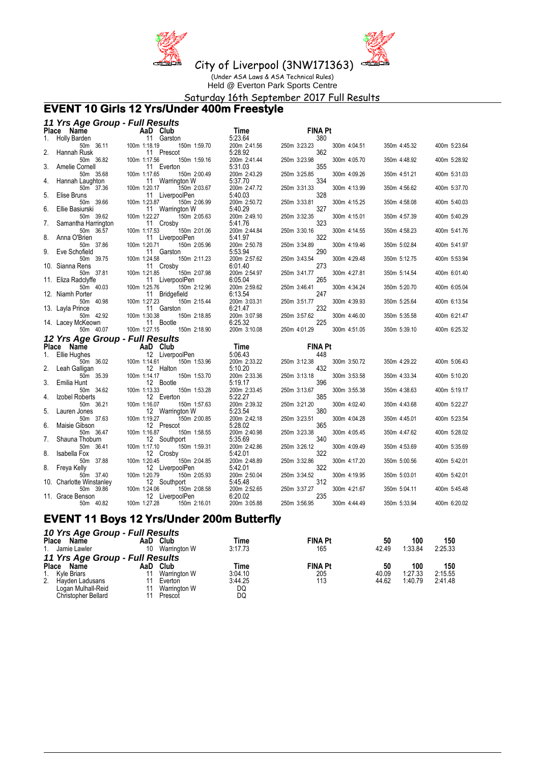# City of Liverpool (3NW171363)

(Under ASA Laws & ASA Technical Rules)
Held @ Everton Park Sports Centre

Saturday 16th September 2017 Full Results

## EVENT 10 Girls 12 Yrs/Under 400m Freestyle

### 11 Yrs Age Group - Full Results

| Place | Name | AaD | Club | Time | FINA Pt |
|---|---|---|---|---|---|
| 1. | Holly Barden | 11 | Garston | 5:23.64 | 380 |
| | 50m 36.11 | 100m 1:18.19 | 150m 1:59.70 | 200m 2:41.56 | 250m 3:23.23 / 300m 4:04.51 / 350m 4:45.32 / 400m 5:23.64 |
| 2. | Hannah Rusk | 11 | Prescot | 5:28.92 | 362 |
| | 50m 36.82 | 100m 1:17.56 | 150m 1:59.16 | 200m 2:41.44 | 250m 3:23.98 / 300m 4:05.70 / 350m 4:48.92 / 400m 5:28.92 |
| 3. | Amelie Cornell | 11 | Everton | 5:31.03 | 355 |
| | 50m 35.68 | 100m 1:17.65 | 150m 2:00.49 | 200m 2:43.29 | 250m 3:25.85 / 300m 4:09.26 / 350m 4:51.21 / 400m 5:31.03 |
| 4. | Hannah Laughton | 11 | Warrington W | 5:37.70 | 334 |
| | 50m 37.36 | 100m 1:20.17 | 150m 2:03.67 | 200m 2:47.72 | 250m 3:31.33 / 300m 4:13.99 / 350m 4:56.62 / 400m 5:37.70 |
| 5. | Elise Bruns | 11 | LiverpoolPen | 5:40.03 | 328 |
| | 50m 39.66 | 100m 1:23.87 | 150m 2:06.99 | 200m 2:50.72 | 250m 3:33.81 / 300m 4:15.25 / 350m 4:58.08 / 400m 5:40.03 |
| 6. | Ellie Basiurski | 11 | Warrington W | 5:40.29 | 327 |
| | 50m 39.62 | 100m 1:22.27 | 150m 2:05.63 | 200m 2:49.10 | 250m 3:32.35 / 300m 4:15.01 / 350m 4:57.39 / 400m 5:40.29 |
| 7. | Samantha Harrington | 11 | Crosby | 5:41.76 | 323 |
| | 50m 36.57 | 100m 1:17.53 | 150m 2:01.06 | 200m 2:44.84 | 250m 3:30.16 / 300m 4:14.55 / 350m 4:58.23 / 400m 5:41.76 |
| 8. | Anna O'Brien | 11 | LiverpoolPen | 5:41.97 | 322 |
| | 50m 37.86 | 100m 1:20.71 | 150m 2:05.96 | 200m 2:50.78 | 250m 3:34.89 / 300m 4:19.46 / 350m 5:02.84 / 400m 5:41.97 |
| 9. | Eve Schofield | 11 | Garston | 5:53.94 | 290 |
| | 50m 39.75 | 100m 1:24.58 | 150m 2:11.23 | 200m 2:57.62 | 250m 3:43.54 / 300m 4:29.48 / 350m 5:12.75 / 400m 5:53.94 |
| 10. | Sienna Rens | 11 | Crosby | 6:01.40 | 273 |
| | 50m 37.81 | 100m 1:21.85 | 150m 2:07.98 | 200m 2:54.97 | 250m 3:41.77 / 300m 4:27.81 / 350m 5:14.54 / 400m 6:01.40 |
| 11. | Eliza Radclyffe | 11 | LiverpoolPen | 6:05.04 | 265 |
| | 50m 40.03 | 100m 1:25.76 | 150m 2:12.96 | 200m 2:59.62 | 250m 3:46.41 / 300m 4:34.24 / 350m 5:20.70 / 400m 6:05.04 |
| 12. | Niamh Porter | 11 | Bridgefield | 6:13.54 | 247 |
| | 50m 40.98 | 100m 1:27.23 | 150m 2:15.44 | 200m 3:03.31 | 250m 3:51.77 / 300m 4:39.93 / 350m 5:25.64 / 400m 6:13.54 |
| 13. | Layla Prince | 11 | Garston | 6:21.47 | 232 |
| | 50m 42.92 | 100m 1:30.38 | 150m 2:18.85 | 200m 3:07.98 | 250m 3:57.62 / 300m 4:46.00 / 350m 5:35.58 / 400m 6:21.47 |
| 14. | Lacey McKeown | 11 | Bootle | 6:25.32 | 225 |
| | 50m 40.07 | 100m 1:27.15 | 150m 2:18.90 | 200m 3:10.08 | 250m 4:01.29 / 300m 4:51.05 / 350m 5:39.10 / 400m 6:25.32 |

### 12 Yrs Age Group - Full Results

| Place | Name | AaD | Club | Time | FINA Pt |
|---|---|---|---|---|---|
| 1. | Ellie Hughes | 12 | LiverpoolPen | 5:06.43 | 448 |
| | 50m 36.02 | 100m 1:14.61 | 150m 1:53.96 | 200m 2:33.22 | 250m 3:12.38 / 300m 3:50.72 / 350m 4:29.22 / 400m 5:06.43 |
| 2. | Leah Galligan | 12 | Halton | 5:10.20 | 432 |
| | 50m 35.39 | 100m 1:14.17 | 150m 1:53.70 | 200m 2:33.36 | 250m 3:13.18 / 300m 3:53.58 / 350m 4:33.34 / 400m 5:10.20 |
| 3. | Emilia Hunt | 12 | Bootle | 5:19.17 | 396 |
| | 50m 34.62 | 100m 1:13.33 | 150m 1:53.28 | 200m 2:33.45 | 250m 3:13.67 / 300m 3:55.38 / 350m 4:38.63 / 400m 5:19.17 |
| 4. | Izobel Roberts | 12 | Everton | 5:22.27 | 385 |
| | 50m 36.21 | 100m 1:16.07 | 150m 1:57.63 | 200m 2:39.32 | 250m 3:21.20 / 300m 4:02.40 / 350m 4:43.68 / 400m 5:22.27 |
| 5. | Lauren Jones | 12 | Warrington W | 5:23.54 | 380 |
| | 50m 37.63 | 100m 1:19.27 | 150m 2:00.85 | 200m 2:42.18 | 250m 3:23.51 / 300m 4:04.28 / 350m 4:45.01 / 400m 5:23.54 |
| 6. | Maisie Gibson | 12 | Prescot | 5:28.02 | 365 |
| | 50m 36.47 | 100m 1:16.87 | 150m 1:58.55 | 200m 2:40.98 | 250m 3:23.38 / 300m 4:05.45 / 350m 4:47.62 / 400m 5:28.02 |
| 7. | Shauna Thoburn | 12 | Southport | 5:35.69 | 340 |
| | 50m 36.41 | 100m 1:17.10 | 150m 1:59.31 | 200m 2:42.86 | 250m 3:26.12 / 300m 4:09.49 / 350m 4:53.69 / 400m 5:35.69 |
| 8. | Isabella Fox | 12 | Crosby | 5:42.01 | 322 |
| | 50m 37.88 | 100m 1:20.45 | 150m 2:04.85 | 200m 2:48.89 | 250m 3:32.86 / 300m 4:17.20 / 350m 5:00.56 / 400m 5:42.01 |
| 8. | Freya Kelly | 12 | LiverpoolPen | 5:42.01 | 322 |
| | 50m 37.40 | 100m 1:20.79 | 150m 2:05.93 | 200m 2:50.04 | 250m 3:34.52 / 300m 4:19.95 / 350m 5:03.01 / 400m 5:42.01 |
| 10. | Charlotte Winstanley | 12 | Southport | 5:45.48 | 312 |
| | 50m 39.86 | 100m 1:24.06 | 150m 2:08.58 | 200m 2:52.65 | 250m 3:37.27 / 300m 4:21.67 / 350m 5:04.11 / 400m 5:45.48 |
| 11. | Grace Benson | 12 | LiverpoolPen | 6:20.02 | 235 |
| | 50m 40.82 | 100m 1:27.28 | 150m 2:16.01 | 200m 3:05.88 | 250m 3:56.95 / 300m 4:44.49 / 350m 5:33.94 / 400m 6:20.02 |

## EVENT 11 Boys 12 Yrs/Under 200m Butterfly

### 10 Yrs Age Group - Full Results

| Place | Name | AaD | Club | Time | FINA Pt | 50 | 100 | 150 |
|---|---|---|---|---|---|---|---|---|
| 1. | Jamie Lawler | 10 | Warrington W | 3:17.73 | 165 | 42.49 | 1:33.84 | 2:25.33 |

### 11 Yrs Age Group - Full Results

| Place | Name | AaD | Club | Time | FINA Pt | 50 | 100 | 150 |
|---|---|---|---|---|---|---|---|---|
| 1. | Kyle Briars | 11 | Warrington W | 3:04.10 | 205 | 40.09 | 1:27.33 | 2:15.55 |
| 2. | Hayden Ladusans | 11 | Everton | 3:44.25 | 113 | 44.62 | 1:40.79 | 2:41.48 |
| | Logan Mulhall-Reid | 11 | Warrington W | DQ | | | | |
| | Christopher Bellard | 11 | Prescot | DQ | | | | |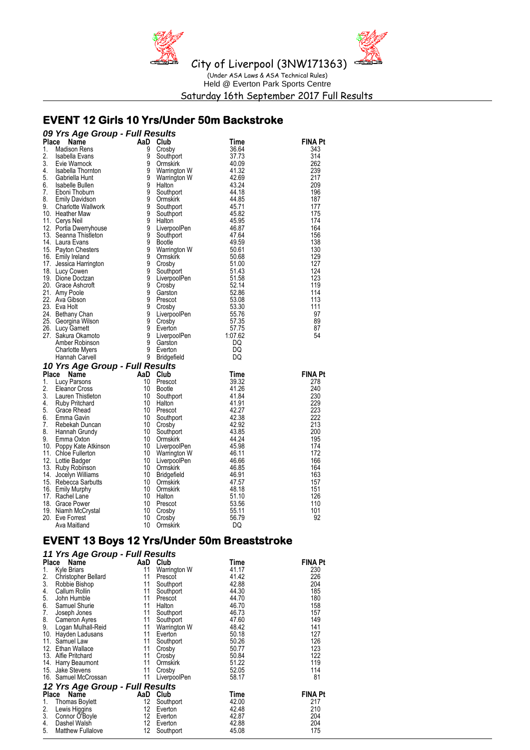City of Liverpool (3NW171363)

(Under ASA Laws & ASA Technical Rules)

Held @ Everton Park Sports Centre

Saturday 16th September 2017 Full Results

## EVENT 12 Girls 10 Yrs/Under 50m Backstroke

### *09 Yrs Age Group - Full Results*

| Place | Name | AaD | Club | Time | FINA Pt |
|---|---|---|---|---|---|
| 1. | Madison Rens | 9 | Crosby | 36.64 | 343 |
| 2. | Isabella Evans | 9 | Southport | 37.73 | 314 |
| 3. | Evie Warnock | 9 | Ormskirk | 40.09 | 262 |
| 4. | Isabella Thornton | 9 | Warrington W | 41.32 | 239 |
| 5. | Gabriella Hunt | 9 | Warrington W | 42.69 | 217 |
| 6. | Isabelle Bullen | 9 | Halton | 43.24 | 209 |
| 7. | Eboni Thoburn | 9 | Southport | 44.18 | 196 |
| 8. | Emily Davidson | 9 | Ormskirk | 44.85 | 187 |
| 9. | Charlotte Wallwork | 9 | Southport | 45.71 | 177 |
| 10. | Heather Maw | 9 | Southport | 45.82 | 175 |
| 11. | Cerys Neil | 9 | Halton | 45.95 | 174 |
| 12. | Portia Dwerryhouse | 9 | LiverpoolPen | 46.87 | 164 |
| 13. | Seanna Thistleton | 9 | Southport | 47.64 | 156 |
| 14. | Laura Evans | 9 | Bootle | 49.59 | 138 |
| 15. | Payton Chesters | 9 | Warrington W | 50.61 | 130 |
| 16. | Emily Ireland | 9 | Ormskirk | 50.68 | 129 |
| 17. | Jessica Harrington | 9 | Crosby | 51.00 | 127 |
| 18. | Lucy Cowen | 9 | Southport | 51.43 | 124 |
| 19. | Dione Doctzan | 9 | LiverpoolPen | 51.58 | 123 |
| 20. | Grace Ashcroft | 9 | Crosby | 52.14 | 119 |
| 21. | Amy Poole | 9 | Garston | 52.86 | 114 |
| 22. | Ava Gibson | 9 | Prescot | 53.08 | 113 |
| 23. | Eva Holt | 9 | Crosby | 53.30 | 111 |
| 24. | Bethany Chan | 9 | LiverpoolPen | 55.76 | 97 |
| 25. | Georgina Wilson | 9 | Crosby | 57.35 | 89 |
| 26. | Lucy Garnett | 9 | Everton | 57.75 | 87 |
| 27. | Sakura Okamoto | 9 | LiverpoolPen | 1:07.62 | 54 |
| | Amber Robinson | 9 | Garston | DQ | |
| | Charlotte Myers | 9 | Everton | DQ | |
| | Hannah Carvell | 9 | Bridgefield | DQ | |

### *10 Yrs Age Group - Full Results*

| Place | Name | AaD | Club | Time | FINA Pt |
|---|---|---|---|---|---|
| 1. | Lucy Parsons | 10 | Prescot | 39.32 | 278 |
| 2. | Eleanor Cross | 10 | Bootle | 41.26 | 240 |
| 3. | Lauren Thistleton | 10 | Southport | 41.84 | 230 |
| 4. | Ruby Pritchard | 10 | Halton | 41.91 | 229 |
| 5. | Grace Rhead | 10 | Prescot | 42.27 | 223 |
| 6. | Emma Gavin | 10 | Southport | 42.38 | 222 |
| 7. | Rebekah Duncan | 10 | Crosby | 42.92 | 213 |
| 8. | Hannah Grundy | 10 | Southport | 43.85 | 200 |
| 9. | Emma Oxton | 10 | Ormskirk | 44.24 | 195 |
| 10. | Poppy Kate Atkinson | 10 | LiverpoolPen | 45.98 | 174 |
| 11. | Chloe Fullerton | 10 | Warrington W | 46.11 | 172 |
| 12. | Lottie Badger | 10 | LiverpoolPen | 46.66 | 166 |
| 13. | Ruby Robinson | 10 | Ormskirk | 46.85 | 164 |
| 14. | Jocelyn Williams | 10 | Bridgefield | 46.91 | 163 |
| 15. | Rebecca Sarbutts | 10 | Ormskirk | 47.57 | 157 |
| 16. | Emily Murphy | 10 | Ormskirk | 48.18 | 151 |
| 17. | Rachel Lane | 10 | Halton | 51.10 | 126 |
| 18. | Grace Power | 10 | Prescot | 53.56 | 110 |
| 19. | Niamh McCrystal | 10 | Crosby | 55.11 | 101 |
| 20. | Eve Forrest | 10 | Crosby | 56.79 | 92 |
| | Ava Maitland | 10 | Ormskirk | DQ | |

## EVENT 13 Boys 12 Yrs/Under 50m Breaststroke

### *11 Yrs Age Group - Full Results*

| Place | Name | AaD | Club | Time | FINA Pt |
|---|---|---|---|---|---|
| 1. | Kyle Briars | 11 | Warrington W | 41.17 | 230 |
| 2. | Christopher Bellard | 11 | Prescot | 41.42 | 226 |
| 3. | Robbie Bishop | 11 | Southport | 42.88 | 204 |
| 4. | Callum Rollin | 11 | Southport | 44.30 | 185 |
| 5. | John Humble | 11 | Prescot | 44.70 | 180 |
| 6. | Samuel Shurie | 11 | Halton | 46.70 | 158 |
| 7. | Joseph Jones | 11 | Southport | 46.73 | 157 |
| 8. | Cameron Ayres | 11 | Southport | 47.60 | 149 |
| 9. | Logan Mulhall-Reid | 11 | Warrington W | 48.42 | 141 |
| 10. | Hayden Ladusans | 11 | Everton | 50.18 | 127 |
| 11. | Samuel Law | 11 | Southport | 50.26 | 126 |
| 12. | Ethan Wallace | 11 | Crosby | 50.77 | 123 |
| 13. | Alfie Pritchard | 11 | Crosby | 50.84 | 122 |
| 14. | Harry Beaumont | 11 | Ormskirk | 51.22 | 119 |
| 15. | Jake Stevens | 11 | Crosby | 52.05 | 114 |
| 16. | Samuel McCrossan | 11 | LiverpoolPen | 58.17 | 81 |

### *12 Yrs Age Group - Full Results*

| Place | Name | AaD | Club | Time | FINA Pt |
|---|---|---|---|---|---|
| 1. | Thomas Boylett | 12 | Southport | 42.00 | 217 |
| 2. | Lewis Higgins | 12 | Everton | 42.48 | 210 |
| 3. | Connor O'Boyle | 12 | Everton | 42.87 | 204 |
| 4. | Dashel Walsh | 12 | Everton | 42.88 | 204 |
| 5. | Matthew Fullalove | 12 | Southport | 45.08 | 175 |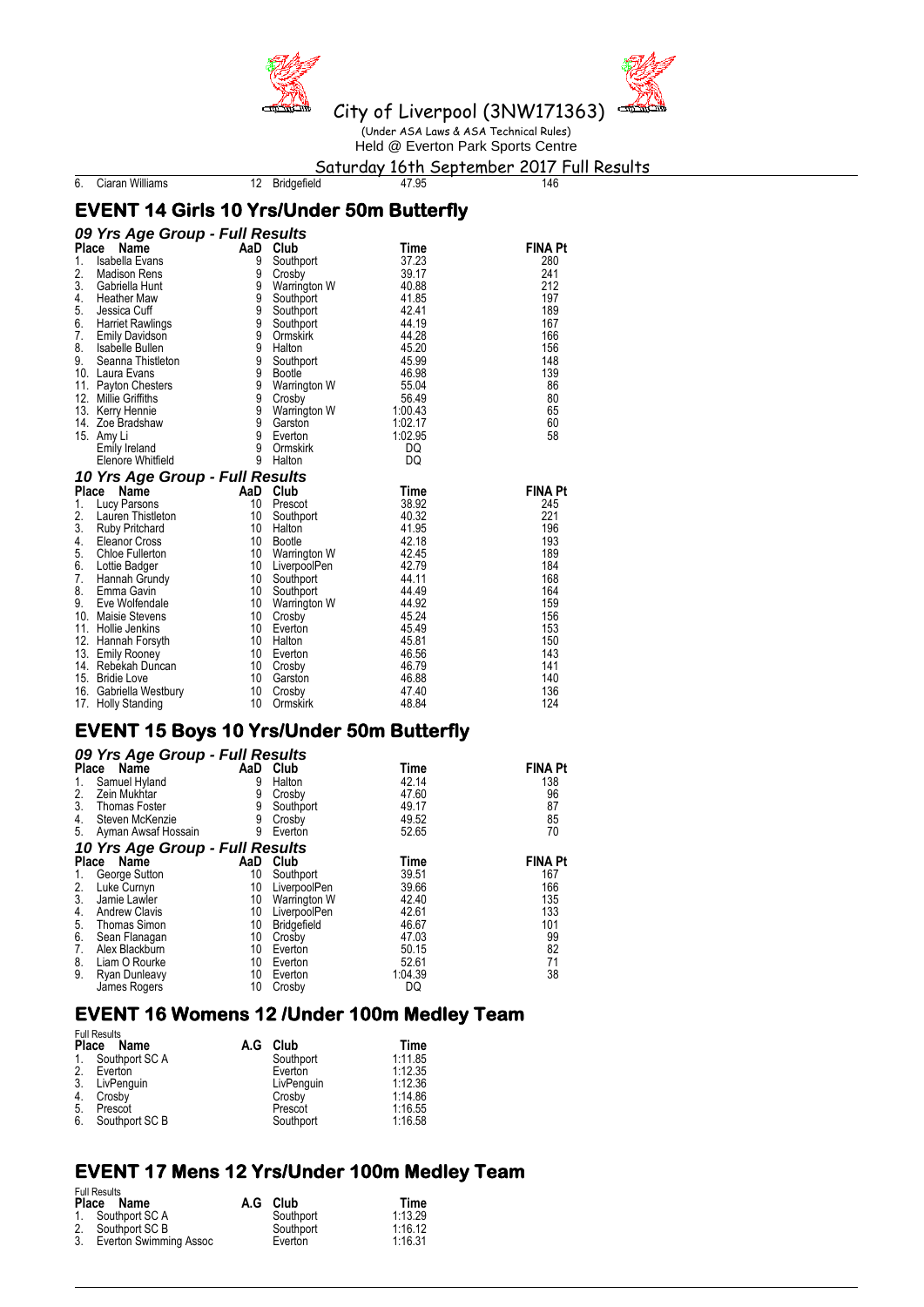City of Liverpool (3NW171363)

(Under ASA Laws & ASA Technical Rules)
Held @ Everton Park Sports Centre

Saturday 16th September 2017 Full Results

| 6. | Ciaran Williams | 12 | Bridgefield | 47.95 | 146 |
|---|---|---|---|---|---|

## EVENT 14 Girls 10 Yrs/Under 50m Butterfly

### 09 Yrs Age Group - Full Results

| Place | Name | AaD | Club | Time | FINA Pt |
|---|---|---|---|---|---|
| 1. | Isabella Evans | 9 | Southport | 37.23 | 280 |
| 2. | Madison Rens | 9 | Crosby | 39.17 | 241 |
| 3. | Gabriella Hunt | 9 | Warrington W | 40.88 | 212 |
| 4. | Heather Maw | 9 | Southport | 41.85 | 197 |
| 5. | Jessica Cuff | 9 | Southport | 42.41 | 189 |
| 6. | Harriet Rawlings | 9 | Southport | 44.19 | 167 |
| 7. | Emily Davidson | 9 | Ormskirk | 44.28 | 166 |
| 8. | Isabelle Bullen | 9 | Halton | 45.20 | 156 |
| 9. | Seanna Thistleton | 9 | Southport | 45.99 | 148 |
| 10. | Laura Evans | 9 | Bootle | 46.98 | 139 |
| 11. | Payton Chesters | 9 | Warrington W | 55.04 | 86 |
| 12. | Millie Griffiths | 9 | Crosby | 56.49 | 80 |
| 13. | Kerry Hennie | 9 | Warrington W | 1:00.43 | 65 |
| 14. | Zoe Bradshaw | 9 | Garston | 1:02.17 | 60 |
| 15. | Amy Li | 9 | Everton | 1:02.95 | 58 |
| | Emily Ireland | 9 | Ormskirk | DQ | |
| | Elenore Whitfield | 9 | Halton | DQ | |

### 10 Yrs Age Group - Full Results

| Place | Name | AaD | Club | Time | FINA Pt |
|---|---|---|---|---|---|
| 1. | Lucy Parsons | 10 | Prescot | 38.92 | 245 |
| 2. | Lauren Thistleton | 10 | Southport | 40.32 | 221 |
| 3. | Ruby Pritchard | 10 | Halton | 41.95 | 196 |
| 4. | Eleanor Cross | 10 | Bootle | 42.18 | 193 |
| 5. | Chloe Fullerton | 10 | Warrington W | 42.45 | 189 |
| 6. | Lottie Badger | 10 | LiverpoolPen | 42.79 | 184 |
| 7. | Hannah Grundy | 10 | Southport | 44.11 | 168 |
| 8. | Emma Gavin | 10 | Southport | 44.49 | 164 |
| 9. | Eve Wolfendale | 10 | Warrington W | 44.92 | 159 |
| 10. | Maisie Stevens | 10 | Crosby | 45.24 | 156 |
| 11. | Hollie Jenkins | 10 | Everton | 45.49 | 153 |
| 12. | Hannah Forsyth | 10 | Halton | 45.81 | 150 |
| 13. | Emily Rooney | 10 | Everton | 46.56 | 143 |
| 14. | Rebekah Duncan | 10 | Crosby | 46.79 | 141 |
| 15. | Bridie Love | 10 | Garston | 46.88 | 140 |
| 16. | Gabriella Westbury | 10 | Crosby | 47.40 | 136 |
| 17. | Holly Standing | 10 | Ormskirk | 48.84 | 124 |

## EVENT 15 Boys 10 Yrs/Under 50m Butterfly

### 09 Yrs Age Group - Full Results

| Place | Name | AaD | Club | Time | FINA Pt |
|---|---|---|---|---|---|
| 1. | Samuel Hyland | 9 | Halton | 42.14 | 138 |
| 2. | Zein Mukhtar | 9 | Crosby | 47.60 | 96 |
| 3. | Thomas Foster | 9 | Southport | 49.17 | 87 |
| 4. | Steven McKenzie | 9 | Crosby | 49.52 | 85 |
| 5. | Ayman Awsaf Hossain | 9 | Everton | 52.65 | 70 |

### 10 Yrs Age Group - Full Results

| Place | Name | AaD | Club | Time | FINA Pt |
|---|---|---|---|---|---|
| 1. | George Sutton | 10 | Southport | 39.51 | 167 |
| 2. | Luke Curnyn | 10 | LiverpoolPen | 39.66 | 166 |
| 3. | Jamie Lawler | 10 | Warrington W | 42.40 | 135 |
| 4. | Andrew Clavis | 10 | LiverpoolPen | 42.61 | 133 |
| 5. | Thomas Simon | 10 | Bridgefield | 46.67 | 101 |
| 6. | Sean Flanagan | 10 | Crosby | 47.03 | 99 |
| 7. | Alex Blackburn | 10 | Everton | 50.15 | 82 |
| 8. | Liam O Rourke | 10 | Everton | 52.61 | 71 |
| 9. | Ryan Dunleavy | 10 | Everton | 1:04.39 | 38 |
| | James Rogers | 10 | Crosby | DQ | |

## EVENT 16 Womens 12 /Under 100m Medley Team

Full Results

| Place | Name | A.G | Club | Time |
|---|---|---|---|---|
| 1. | Southport SC A | | Southport | 1:11.85 |
| 2. | Everton | | Everton | 1:12.35 |
| 3. | LivPenguin | | LivPenguin | 1:12.36 |
| 4. | Crosby | | Crosby | 1:14.86 |
| 5. | Prescot | | Prescot | 1:16.55 |
| 6. | Southport SC B | | Southport | 1:16.58 |

## EVENT 17 Mens 12 Yrs/Under 100m Medley Team

Full Results

| Place | Name | A.G | Club | Time |
|---|---|---|---|---|
| 1. | Southport SC A | | Southport | 1:13.29 |
| 2. | Southport SC B | | Southport | 1:16.12 |
| 3. | Everton Swimming Assoc | | Everton | 1:16.31 |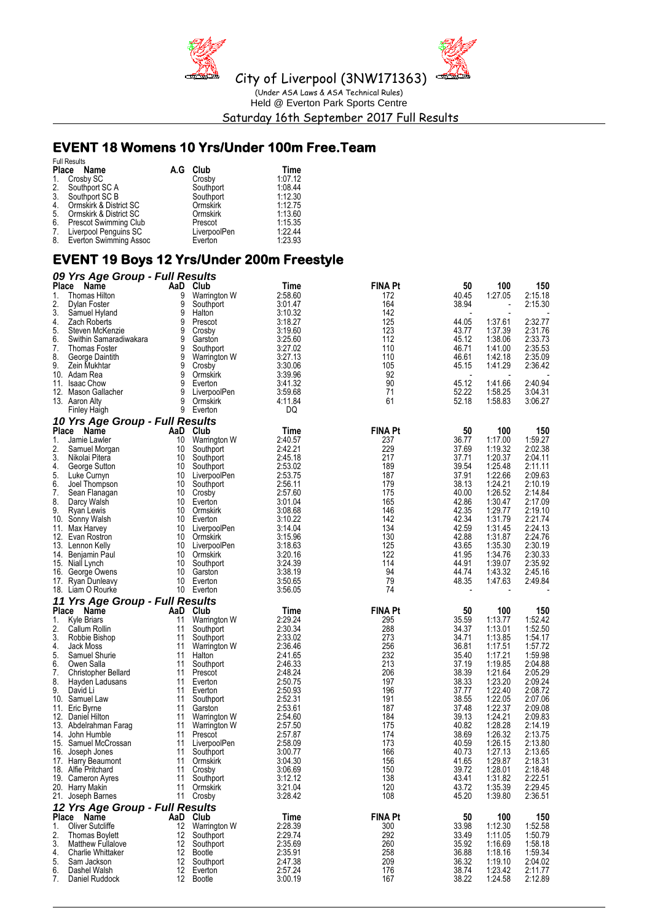City of Liverpool (3NW171363)

(Under ASA Laws & ASA Technical Rules)

Held @ Everton Park Sports Centre

Saturday 16th September 2017 Full Results

## EVENT 18 Womens 10 Yrs/Under 100m Free.Team

Full Results

| Place | Name | A.G | Club | Time |
|---|---|---|---|---|
| 1. | Crosby SC | | Crosby | 1:07.12 |
| 2. | Southport SC A | | Southport | 1:08.44 |
| 3. | Southport SC B | | Southport | 1:12.30 |
| 4. | Ormskirk & District SC | | Ormskirk | 1:12.75 |
| 5. | Ormskirk & District SC | | Ormskirk | 1:13.60 |
| 6. | Prescot Swimming Club | | Prescot | 1:15.35 |
| 7. | Liverpool Penguins SC | | LiverpoolPen | 1:22.44 |
| 8. | Everton Swimming Assoc | | Everton | 1:23.93 |

## EVENT 19 Boys 12 Yrs/Under 200m Freestyle

### 09 Yrs Age Group - Full Results

| Place | Name | AaD | Club | Time | FINA Pt | 50 | 100 | 150 |
|---|---|---|---|---|---|---|---|---|
| 1. | Thomas Hilton | 9 | Warrington W | 2:58.60 | 172 | 40.45 | 1:27.05 | 2:15.18 |
| 2. | Dylan Foster | 9 | Southport | 3:01.47 | 164 | 38.94 | - | 2:15.30 |
| 3. | Samuel Hyland | 9 | Halton | 3:10.32 | 142 | - | - | - |
| 4. | Zach Roberts | 9 | Prescot | 3:18.27 | 125 | 44.05 | 1:37.61 | 2:32.77 |
| 5. | Steven McKenzie | 9 | Crosby | 3:19.60 | 123 | 43.77 | 1:37.39 | 2:31.76 |
| 6. | Swithin Samaradiwakara | 9 | Garston | 3:25.60 | 112 | 45.12 | 1:38.06 | 2:33.73 |
| 7. | Thomas Foster | 9 | Southport | 3:27.02 | 110 | 46.71 | 1:41.00 | 2:35.53 |
| 8. | George Daintith | 9 | Warrington W | 3:27.13 | 110 | 46.61 | 1:42.18 | 2:35.09 |
| 9. | Zein Mukhtar | 9 | Crosby | 3:30.06 | 105 | 45.15 | 1:41.29 | 2:36.42 |
| 10. | Adam Rea | 9 | Ormskirk | 3:39.96 | 92 | - | - | - |
| 11. | Isaac Chow | 9 | Everton | 3:41.32 | 90 | 45.12 | 1:41.66 | 2:40.94 |
| 12. | Mason Gallacher | 9 | LiverpoolPen | 3:59.68 | 71 | 52.22 | 1:58.25 | 3:04.31 |
| 13. | Aaron Alty | 9 | Ormskirk | 4:11.84 | 61 | 52.18 | 1:58.83 | 3:06.27 |
| | Finley Haigh | 9 | Everton | DQ | | | | |

### 10 Yrs Age Group - Full Results

| Place | Name | AaD | Club | Time | FINA Pt | 50 | 100 | 150 |
|---|---|---|---|---|---|---|---|---|
| 1. | Jamie Lawler | 10 | Warrington W | 2:40.57 | 237 | 36.77 | 1:17.00 | 1:59.27 |
| 2. | Samuel Morgan | 10 | Southport | 2:42.21 | 229 | 37.69 | 1:19.32 | 2:02.38 |
| 3. | Nikolai Pitera | 10 | Southport | 2:45.18 | 217 | 37.71 | 1:20.37 | 2:04.11 |
| 4. | George Sutton | 10 | Southport | 2:53.02 | 189 | 39.54 | 1:25.48 | 2:11.11 |
| 5. | Luke Curnyn | 10 | LiverpoolPen | 2:53.75 | 187 | 37.91 | 1:22.66 | 2:09.63 |
| 6. | Joel Thompson | 10 | Southport | 2:56.11 | 179 | 38.13 | 1:24.21 | 2:10.19 |
| 7. | Sean Flanagan | 10 | Crosby | 2:57.60 | 175 | 40.00 | 1:26.52 | 2:14.84 |
| 8. | Darcy Walsh | 10 | Everton | 3:01.04 | 165 | 42.86 | 1:30.47 | 2:17.09 |
| 9. | Ryan Lewis | 10 | Ormskirk | 3:08.68 | 146 | 42.35 | 1:29.77 | 2:19.10 |
| 10. | Sonny Walsh | 10 | Everton | 3:10.22 | 142 | 42.34 | 1:31.79 | 2:21.74 |
| 11. | Max Harvey | 10 | LiverpoolPen | 3:14.04 | 134 | 42.59 | 1:31.45 | 2:24.13 |
| 12. | Evan Rostron | 10 | Ormskirk | 3:15.96 | 130 | 42.88 | 1:31.87 | 2:24.76 |
| 13. | Lennon Kelly | 10 | LiverpoolPen | 3:18.63 | 125 | 43.65 | 1:35.30 | 2:30.19 |
| 14. | Benjamin Paul | 10 | Ormskirk | 3:20.16 | 122 | 41.95 | 1:34.76 | 2:30.33 |
| 15. | Niall Lynch | 10 | Southport | 3:24.39 | 114 | 44.91 | 1:39.07 | 2:35.92 |
| 16. | George Owens | 10 | Garston | 3:38.19 | 94 | 44.74 | 1:43.32 | 2:45.16 |
| 17. | Ryan Dunleavy | 10 | Everton | 3:50.65 | 79 | 48.35 | 1:47.63 | 2:49.84 |
| 18. | Liam O Rourke | 10 | Everton | 3:56.05 | 74 | - | - | - |

### 11 Yrs Age Group - Full Results

| Place | Name | AaD | Club | Time | FINA Pt | 50 | 100 | 150 |
|---|---|---|---|---|---|---|---|---|
| 1. | Kyle Briars | 11 | Warrington W | 2:29.24 | 295 | 35.59 | 1:13.77 | 1:52.42 |
| 2. | Callum Rollin | 11 | Southport | 2:30.34 | 288 | 34.37 | 1:13.01 | 1:52.50 |
| 3. | Robbie Bishop | 11 | Southport | 2:33.02 | 273 | 34.71 | 1:13.85 | 1:54.17 |
| 4. | Jack Moss | 11 | Warrington W | 2:36.46 | 256 | 36.81 | 1:17.51 | 1:57.72 |
| 5. | Samuel Shurie | 11 | Halton | 2:41.65 | 232 | 35.40 | 1:17.21 | 1:59.98 |
| 6. | Owen Salla | 11 | Southport | 2:46.33 | 213 | 37.19 | 1:19.85 | 2:04.88 |
| 7. | Christopher Bellard | 11 | Prescot | 2:48.24 | 206 | 38.39 | 1:21.64 | 2:05.29 |
| 8. | Hayden Ladusans | 11 | Everton | 2:50.75 | 197 | 38.33 | 1:23.20 | 2:09.24 |
| 9. | David Li | 11 | Everton | 2:50.93 | 196 | 37.77 | 1:22.40 | 2:08.72 |
| 10. | Samuel Law | 11 | Southport | 2:52.31 | 191 | 38.55 | 1:22.05 | 2:07.06 |
| 11. | Eric Byrne | 11 | Garston | 2:53.61 | 187 | 37.48 | 1:22.37 | 2:09.08 |
| 12. | Daniel Hilton | 11 | Warrington W | 2:54.60 | 184 | 39.13 | 1:24.21 | 2:09.83 |
| 13. | Abdelrahman Farag | 11 | Warrington W | 2:57.50 | 175 | 40.82 | 1:28.28 | 2:14.19 |
| 14. | John Humble | 11 | Prescot | 2:57.87 | 174 | 38.69 | 1:26.32 | 2:13.75 |
| 15. | Samuel McCrossan | 11 | LiverpoolPen | 2:58.09 | 173 | 40.59 | 1:26.15 | 2:13.80 |
| 16. | Joseph Jones | 11 | Southport | 3:00.77 | 166 | 40.73 | 1:27.13 | 2:13.65 |
| 17. | Harry Beaumont | 11 | Ormskirk | 3:04.30 | 156 | 41.65 | 1:29.87 | 2:18.31 |
| 18. | Alfie Pritchard | 11 | Crosby | 3:06.69 | 150 | 39.72 | 1:28.01 | 2:18.48 |
| 19. | Cameron Ayres | 11 | Southport | 3:12.12 | 138 | 43.41 | 1:31.82 | 2:22.51 |
| 20. | Harry Makin | 11 | Ormskirk | 3:21.04 | 120 | 43.72 | 1:35.39 | 2:29.45 |
| 21. | Joseph Barnes | 11 | Crosby | 3:28.42 | 108 | 45.20 | 1:39.80 | 2:36.51 |

### 12 Yrs Age Group - Full Results

| Place | Name | AaD | Club | Time | FINA Pt | 50 | 100 | 150 |
|---|---|---|---|---|---|---|---|---|
| 1. | Oliver Sutcliffe | 12 | Warrington W | 2:28.39 | 300 | 33.98 | 1:12.30 | 1:52.58 |
| 2. | Thomas Boylett | 12 | Southport | 2:29.74 | 292 | 33.49 | 1:11.05 | 1:50.79 |
| 3. | Matthew Fullalove | 12 | Southport | 2:35.69 | 260 | 35.92 | 1:16.69 | 1:58.18 |
| 4. | Charlie Whittaker | 12 | Bootle | 2:35.91 | 258 | 36.88 | 1:18.16 | 1:59.34 |
| 5. | Sam Jackson | 12 | Southport | 2:47.38 | 209 | 36.32 | 1:19.10 | 2:04.02 |
| 6. | Dashel Walsh | 12 | Everton | 2:57.24 | 176 | 38.74 | 1:23.42 | 2:11.77 |
| 7. | Daniel Ruddock | 12 | Bootle | 3:00.19 | 167 | 38.22 | 1:24.58 | 2:12.89 |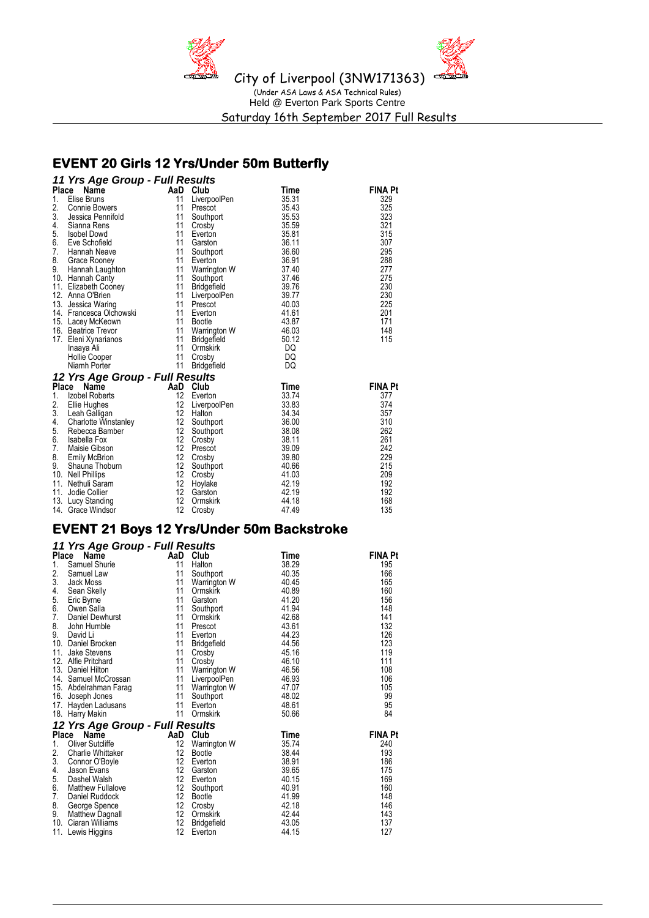## EVENT 20 Girls 12 Yrs/Under 50m Butterfly

### 11 Yrs Age Group - Full Results

| Place | Name | AaD | Club | Time | FINA Pt |
|---|---|---|---|---|---|
| 1. | Elise Bruns | 11 | LiverpoolPen | 35.31 | 329 |
| 2. | Connie Bowers | 11 | Prescot | 35.43 | 325 |
| 3. | Jessica Pennifold | 11 | Southport | 35.53 | 323 |
| 4. | Sianna Rens | 11 | Crosby | 35.59 | 321 |
| 5. | Isobel Dowd | 11 | Everton | 35.81 | 315 |
| 6. | Eve Schofield | 11 | Garston | 36.11 | 307 |
| 7. | Hannah Neave | 11 | Southport | 36.60 | 295 |
| 8. | Grace Rooney | 11 | Everton | 36.91 | 288 |
| 9. | Hannah Laughton | 11 | Warrington W | 37.40 | 277 |
| 10. | Hannah Canty | 11 | Southport | 37.46 | 275 |
| 11. | Elizabeth Cooney | 11 | Bridgefield | 39.76 | 230 |
| 12. | Anna O'Brien | 11 | LiverpoolPen | 39.77 | 230 |
| 13. | Jessica Waring | 11 | Prescot | 40.03 | 225 |
| 14. | Francesca Olchowski | 11 | Everton | 41.61 | 201 |
| 15. | Lacey McKeown | 11 | Bootle | 43.87 | 171 |
| 16. | Beatrice Trevor | 11 | Warrington W | 46.03 | 148 |
| 17. | Eleni Xynarianos | 11 | Bridgefield | 50.12 | 115 |
| | Inaaya Ali | 11 | Ormskirk | DQ | |
| | Hollie Cooper | 11 | Crosby | DQ | |
| | Niamh Porter | 11 | Bridgefield | DQ | |

### 12 Yrs Age Group - Full Results

| Place | Name | AaD | Club | Time | FINA Pt |
|---|---|---|---|---|---|
| 1. | Izobel Roberts | 12 | Everton | 33.74 | 377 |
| 2. | Ellie Hughes | 12 | LiverpoolPen | 33.83 | 374 |
| 3. | Leah Galligan | 12 | Halton | 34.34 | 357 |
| 4. | Charlotte Winstanley | 12 | Southport | 36.00 | 310 |
| 5. | Rebecca Bamber | 12 | Southport | 38.08 | 262 |
| 6. | Isabella Fox | 12 | Crosby | 38.11 | 261 |
| 7. | Maisie Gibson | 12 | Prescot | 39.09 | 242 |
| 8. | Emily McBrion | 12 | Crosby | 39.80 | 229 |
| 9. | Shauna Thoburn | 12 | Southport | 40.66 | 215 |
| 10. | Nell Phillips | 12 | Crosby | 41.03 | 209 |
| 11. | Nethuli Saram | 12 | Hoylake | 42.19 | 192 |
| 11. | Jodie Collier | 12 | Garston | 42.19 | 192 |
| 13. | Lucy Standing | 12 | Ormskirk | 44.18 | 168 |
| 14. | Grace Windsor | 12 | Crosby | 47.49 | 135 |

## EVENT 21 Boys 12 Yrs/Under 50m Backstroke

### 11 Yrs Age Group - Full Results

| Place | Name | AaD | Club | Time | FINA Pt |
|---|---|---|---|---|---|
| 1. | Samuel Shurie | 11 | Halton | 38.29 | 195 |
| 2. | Samuel Law | 11 | Southport | 40.35 | 166 |
| 3. | Jack Moss | 11 | Warrington W | 40.45 | 165 |
| 4. | Sean Skelly | 11 | Ormskirk | 40.89 | 160 |
| 5. | Eric Byrne | 11 | Garston | 41.20 | 156 |
| 6. | Owen Salla | 11 | Southport | 41.94 | 148 |
| 7. | Daniel Dewhurst | 11 | Ormskirk | 42.68 | 141 |
| 8. | John Humble | 11 | Prescot | 43.61 | 132 |
| 9. | David Li | 11 | Everton | 44.23 | 126 |
| 10. | Daniel Brocken | 11 | Bridgefield | 44.56 | 123 |
| 11. | Jake Stevens | 11 | Crosby | 45.16 | 119 |
| 12. | Alfie Pritchard | 11 | Crosby | 46.10 | 111 |
| 13. | Daniel Hilton | 11 | Warrington W | 46.56 | 108 |
| 14. | Samuel McCrossan | 11 | LiverpoolPen | 46.93 | 106 |
| 15. | Abdelrahman Farag | 11 | Warrington W | 47.07 | 105 |
| 16. | Joseph Jones | 11 | Southport | 48.02 | 99 |
| 17. | Hayden Ladusans | 11 | Everton | 48.61 | 95 |
| 18. | Harry Makin | 11 | Ormskirk | 50.66 | 84 |

### 12 Yrs Age Group - Full Results

| Place | Name | AaD | Club | Time | FINA Pt |
|---|---|---|---|---|---|
| 1. | Oliver Sutcliffe | 12 | Warrington W | 35.74 | 240 |
| 2. | Charlie Whittaker | 12 | Bootle | 38.44 | 193 |
| 3. | Connor O'Boyle | 12 | Everton | 38.91 | 186 |
| 4. | Jason Evans | 12 | Garston | 39.65 | 175 |
| 5. | Dashel Walsh | 12 | Everton | 40.15 | 169 |
| 6. | Matthew Fullalove | 12 | Southport | 40.91 | 160 |
| 7. | Daniel Ruddock | 12 | Bootle | 41.99 | 148 |
| 8. | George Spence | 12 | Crosby | 42.18 | 146 |
| 9. | Matthew Dagnall | 12 | Ormskirk | 42.44 | 143 |
| 10. | Ciaran Williams | 12 | Bridgefield | 43.05 | 137 |
| 11. | Lewis Higgins | 12 | Everton | 44.15 | 127 |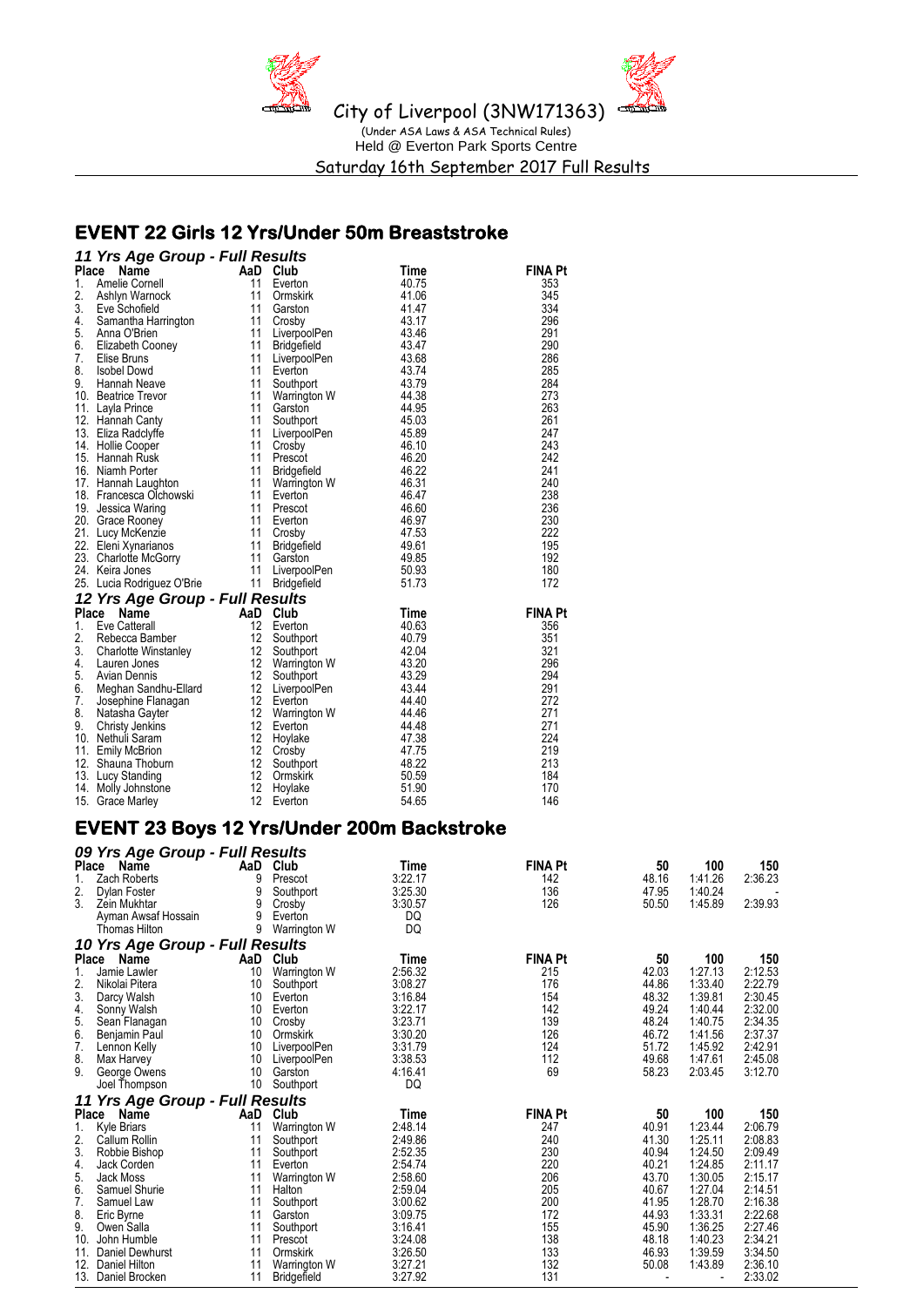City of Liverpool (3NW171363)

(Under ASA Laws & ASA Technical Rules)

Held @ Everton Park Sports Centre

Saturday 16th September 2017 Full Results

## EVENT 22 Girls 12 Yrs/Under 50m Breaststroke

### *11 Yrs Age Group - Full Results*

| Place | Name | AaD | Club | Time | FINA Pt |
|---|---|---|---|---|---|
| 1. | Amelie Cornell | 11 | Everton | 40.75 | 353 |
| 2. | Ashlyn Warnock | 11 | Ormskirk | 41.06 | 345 |
| 3. | Eve Schofield | 11 | Garston | 41.47 | 334 |
| 4. | Samantha Harrington | 11 | Crosby | 43.17 | 296 |
| 5. | Anna O'Brien | 11 | LiverpoolPen | 43.46 | 291 |
| 6. | Elizabeth Cooney | 11 | Bridgefield | 43.47 | 290 |
| 7. | Elise Bruns | 11 | LiverpoolPen | 43.68 | 286 |
| 8. | Isobel Dowd | 11 | Everton | 43.74 | 285 |
| 9. | Hannah Neave | 11 | Southport | 43.79 | 284 |
| 10. | Beatrice Trevor | 11 | Warrington W | 44.38 | 273 |
| 11. | Layla Prince | 11 | Garston | 44.95 | 263 |
| 12. | Hannah Canty | 11 | Southport | 45.03 | 261 |
| 13. | Eliza Radclyffe | 11 | LiverpoolPen | 45.89 | 247 |
| 14. | Hollie Cooper | 11 | Crosby | 46.10 | 243 |
| 15. | Hannah Rusk | 11 | Prescot | 46.20 | 242 |
| 16. | Niamh Porter | 11 | Bridgefield | 46.22 | 241 |
| 17. | Hannah Laughton | 11 | Warrington W | 46.31 | 240 |
| 18. | Francesca Olchowski | 11 | Everton | 46.47 | 238 |
| 19. | Jessica Waring | 11 | Prescot | 46.60 | 236 |
| 20. | Grace Rooney | 11 | Everton | 46.97 | 230 |
| 21. | Lucy McKenzie | 11 | Crosby | 47.53 | 222 |
| 22. | Eleni Xynarianos | 11 | Bridgefield | 49.61 | 195 |
| 23. | Charlotte McGorry | 11 | Garston | 49.85 | 192 |
| 24. | Keira Jones | 11 | LiverpoolPen | 50.93 | 180 |
| 25. | Lucia Rodriguez O'Brie | 11 | Bridgefield | 51.73 | 172 |

### *12 Yrs Age Group - Full Results*

| Place | Name | AaD | Club | Time | FINA Pt |
|---|---|---|---|---|---|
| 1. | Eve Catterall | 12 | Everton | 40.63 | 356 |
| 2. | Rebecca Bamber | 12 | Southport | 40.79 | 351 |
| 3. | Charlotte Winstanley | 12 | Southport | 42.04 | 321 |
| 4. | Lauren Jones | 12 | Warrington W | 43.20 | 296 |
| 5. | Avian Dennis | 12 | Southport | 43.29 | 294 |
| 6. | Meghan Sandhu-Ellard | 12 | LiverpoolPen | 43.44 | 291 |
| 7. | Josephine Flanagan | 12 | Everton | 44.40 | 272 |
| 8. | Natasha Gayter | 12 | Warrington W | 44.46 | 271 |
| 9. | Christy Jenkins | 12 | Everton | 44.48 | 271 |
| 10. | Nethuli Saram | 12 | Hoylake | 47.38 | 224 |
| 11. | Emily McBrion | 12 | Crosby | 47.75 | 219 |
| 12. | Shauna Thoburn | 12 | Southport | 48.22 | 213 |
| 13. | Lucy Standing | 12 | Ormskirk | 50.59 | 184 |
| 14. | Molly Johnstone | 12 | Hoylake | 51.90 | 170 |
| 15. | Grace Marley | 12 | Everton | 54.65 | 146 |

## EVENT 23 Boys 12 Yrs/Under 200m Backstroke

### *09 Yrs Age Group - Full Results*

| Place | Name | AaD | Club | Time | FINA Pt | 50 | 100 | 150 |
|---|---|---|---|---|---|---|---|---|
| 1. | Zach Roberts | 9 | Prescot | 3:22.17 | 142 | 48.16 | 1:41.26 | 2:36.23 |
| 2. | Dylan Foster | 9 | Southport | 3:25.30 | 136 | 47.95 | 1:40.24 | - |
| 3. | Zein Mukhtar | 9 | Crosby | 3:30.57 | 126 | 50.50 | 1:45.89 | 2:39.93 |
| | Ayman Awsaf Hossain | 9 | Everton | DQ | | | | |
| | Thomas Hilton | 9 | Warrington W | DQ | | | | |

### *10 Yrs Age Group - Full Results*

| Place | Name | AaD | Club | Time | FINA Pt | 50 | 100 | 150 |
|---|---|---|---|---|---|---|---|---|
| 1. | Jamie Lawler | 10 | Warrington W | 2:56.32 | 215 | 42.03 | 1:27.13 | 2:12.53 |
| 2. | Nikolai Pitera | 10 | Southport | 3:08.27 | 176 | 44.86 | 1:33.40 | 2:22.79 |
| 3. | Darcy Walsh | 10 | Everton | 3:16.84 | 154 | 48.32 | 1:39.81 | 2:30.45 |
| 4. | Sonny Walsh | 10 | Everton | 3:22.17 | 142 | 49.24 | 1:40.44 | 2:32.00 |
| 5. | Sean Flanagan | 10 | Crosby | 3:23.71 | 139 | 48.24 | 1:40.75 | 2:34.35 |
| 6. | Benjamin Paul | 10 | Ormskirk | 3:30.20 | 126 | 46.72 | 1:41.56 | 2:37.37 |
| 7. | Lennon Kelly | 10 | LiverpoolPen | 3:31.79 | 124 | 51.72 | 1:45.92 | 2:42.91 |
| 8. | Max Harvey | 10 | LiverpoolPen | 3:38.53 | 112 | 49.68 | 1:47.61 | 2:45.08 |
| 9. | George Owens | 10 | Garston | 4:16.41 | 69 | 58.23 | 2:03.45 | 3:12.70 |
| | Joel Thompson | 10 | Southport | DQ | | | | |

### *11 Yrs Age Group - Full Results*

| Place | Name | AaD | Club | Time | FINA Pt | 50 | 100 | 150 |
|---|---|---|---|---|---|---|---|---|
| 1. | Kyle Briars | 11 | Warrington W | 2:48.14 | 247 | 40.91 | 1:23.44 | 2:06.79 |
| 2. | Callum Rollin | 11 | Southport | 2:49.86 | 240 | 41.30 | 1:25.11 | 2:08.83 |
| 3. | Robbie Bishop | 11 | Southport | 2:52.35 | 230 | 40.94 | 1:24.50 | 2:09.49 |
| 4. | Jack Corden | 11 | Everton | 2:54.74 | 220 | 40.21 | 1:24.85 | 2:11.17 |
| 5. | Jack Moss | 11 | Warrington W | 2:58.60 | 206 | 43.70 | 1:30.05 | 2:15.17 |
| 6. | Samuel Shurie | 11 | Halton | 2:59.04 | 205 | 40.67 | 1:27.04 | 2:14.51 |
| 7. | Samuel Law | 11 | Southport | 3:00.62 | 200 | 41.95 | 1:28.70 | 2:16.38 |
| 8. | Eric Byrne | 11 | Garston | 3:09.75 | 172 | 44.93 | 1:33.31 | 2:22.68 |
| 9. | Owen Salla | 11 | Southport | 3:16.41 | 155 | 45.90 | 1:36.25 | 2:27.46 |
| 10. | John Humble | 11 | Prescot | 3:24.08 | 138 | 48.18 | 1:40.23 | 2:34.21 |
| 11. | Daniel Dewhurst | 11 | Ormskirk | 3:26.50 | 133 | 46.93 | 1:39.59 | 3:34.50 |
| 12. | Daniel Hilton | 11 | Warrington W | 3:27.21 | 132 | 50.08 | 1:43.89 | 2:36.10 |
| 13. | Daniel Brocken | 11 | Bridgefield | 3:27.92 | 131 | - | - | 2:33.02 |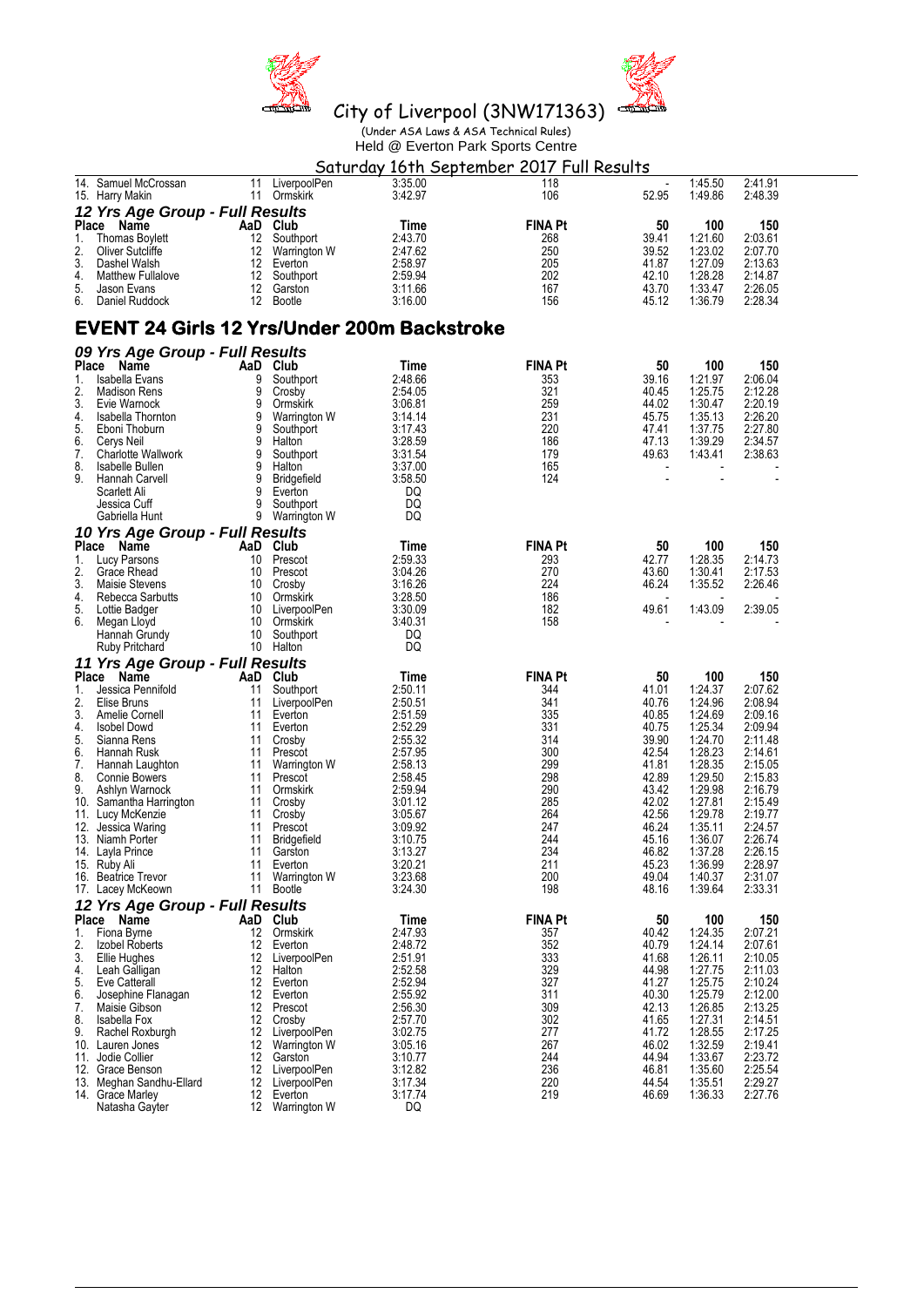# City of Liverpool (3NW171363)

(Under ASA Laws & ASA Technical Rules)

Held @ Everton Park Sports Centre

Saturday 16th September 2017 Full Results

| Place | Name | AaD | Club | Time | FINA Pt | 50 | 100 | 150 |
|---|---|---|---|---|---|---|---|---|
| 14. | Samuel McCrossan | 11 | LiverpoolPen | 3:35.00 | 118 | - | 1:45.50 | 2:41.91 |
| 15. | Harry Makin | 11 | Ormskirk | 3:42.97 | 106 | 52.95 | 1:49.86 | 2:48.39 |

### 12 Yrs Age Group - Full Results

| Place | Name | AaD | Club | Time | FINA Pt | 50 | 100 | 150 |
|---|---|---|---|---|---|---|---|---|
| 1. | Thomas Boylett | 12 | Southport | 2:43.70 | 268 | 39.41 | 1:21.60 | 2:03.61 |
| 2. | Oliver Sutcliffe | 12 | Warrington W | 2:47.62 | 250 | 39.52 | 1:23.02 | 2:07.70 |
| 3. | Dashel Walsh | 12 | Everton | 2:58.97 | 205 | 41.87 | 1:27.09 | 2:13.63 |
| 4. | Matthew Fullalove | 12 | Southport | 2:59.94 | 202 | 42.10 | 1:28.28 | 2:14.87 |
| 5. | Jason Evans | 12 | Garston | 3:11.66 | 167 | 43.70 | 1:33.47 | 2:26.05 |
| 6. | Daniel Ruddock | 12 | Bootle | 3:16.00 | 156 | 45.12 | 1:36.79 | 2:28.34 |

## EVENT 24 Girls 12 Yrs/Under 200m Backstroke

### 09 Yrs Age Group - Full Results

| Place | Name | AaD | Club | Time | FINA Pt | 50 | 100 | 150 |
|---|---|---|---|---|---|---|---|---|
| 1. | Isabella Evans | 9 | Southport | 2:48.66 | 353 | 39.16 | 1:21.97 | 2:06.04 |
| 2. | Madison Rens | 9 | Crosby | 2:54.05 | 321 | 40.45 | 1:25.75 | 2:12.28 |
| 3. | Evie Warnock | 9 | Ormskirk | 3:06.81 | 259 | 44.02 | 1:30.47 | 2:20.19 |
| 4. | Isabella Thornton | 9 | Warrington W | 3:14.14 | 231 | 45.75 | 1:35.13 | 2:26.20 |
| 5. | Eboni Thoburn | 9 | Southport | 3:17.43 | 220 | 47.41 | 1:37.75 | 2:27.80 |
| 6. | Cerys Neil | 9 | Halton | 3:28.59 | 186 | 47.13 | 1:39.29 | 2:34.57 |
| 7. | Charlotte Wallwork | 9 | Southport | 3:31.54 | 179 | 49.63 | 1:43.41 | 2:38.63 |
| 8. | Isabelle Bullen | 9 | Halton | 3:37.00 | 165 | - | - | - |
| 9. | Hannah Carvell | 9 | Bridgefield | 3:58.50 | 124 | - | - | - |
| | Scarlett Ali | 9 | Everton | DQ | | | | |
| | Jessica Cuff | 9 | Southport | DQ | | | | |
| | Gabriella Hunt | 9 | Warrington W | DQ | | | | |

### 10 Yrs Age Group - Full Results

| Place | Name | AaD | Club | Time | FINA Pt | 50 | 100 | 150 |
|---|---|---|---|---|---|---|---|---|
| 1. | Lucy Parsons | 10 | Prescot | 2:59.33 | 293 | 42.77 | 1:28.35 | 2:14.73 |
| 2. | Grace Rhead | 10 | Prescot | 3:04.26 | 270 | 43.60 | 1:30.41 | 2:17.53 |
| 3. | Maisie Stevens | 10 | Crosby | 3:16.26 | 224 | 46.24 | 1:35.52 | 2:26.46 |
| 4. | Rebecca Sarbutts | 10 | Ormskirk | 3:28.50 | 186 | - | - | - |
| 5. | Lottie Badger | 10 | LiverpoolPen | 3:30.09 | 182 | 49.61 | 1:43.09 | 2:39.05 |
| 6. | Megan Lloyd | 10 | Ormskirk | 3:40.31 | 158 | - | - | - |
| | Hannah Grundy | 10 | Southport | DQ | | | | |
| | Ruby Pritchard | 10 | Halton | DQ | | | | |

### 11 Yrs Age Group - Full Results

| Place | Name | AaD | Club | Time | FINA Pt | 50 | 100 | 150 |
|---|---|---|---|---|---|---|---|---|
| 1. | Jessica Pennifold | 11 | Southport | 2:50.11 | 344 | 41.01 | 1:24.37 | 2:07.62 |
| 2. | Elise Bruns | 11 | LiverpoolPen | 2:50.51 | 341 | 40.76 | 1:24.96 | 2:08.94 |
| 3. | Amelie Cornell | 11 | Everton | 2:51.59 | 335 | 40.85 | 1:24.69 | 2:09.16 |
| 4. | Isobel Dowd | 11 | Everton | 2:52.29 | 331 | 40.75 | 1:25.34 | 2:09.94 |
| 5. | Sianna Rens | 11 | Crosby | 2:55.32 | 314 | 39.90 | 1:24.70 | 2:11.48 |
| 6. | Hannah Rusk | 11 | Prescot | 2:57.95 | 300 | 42.54 | 1:28.23 | 2:14.61 |
| 7. | Hannah Laughton | 11 | Warrington W | 2:58.13 | 299 | 41.81 | 1:28.35 | 2:15.05 |
| 8. | Connie Bowers | 11 | Prescot | 2:58.45 | 298 | 42.89 | 1:29.50 | 2:15.83 |
| 9. | Ashlyn Warnock | 11 | Ormskirk | 2:59.94 | 290 | 43.42 | 1:29.98 | 2:16.79 |
| 10. | Samantha Harrington | 11 | Crosby | 3:01.12 | 285 | 42.02 | 1:27.81 | 2:15.49 |
| 11. | Lucy McKenzie | 11 | Crosby | 3:05.67 | 264 | 42.56 | 1:29.78 | 2:19.77 |
| 12. | Jessica Waring | 11 | Prescot | 3:09.92 | 247 | 46.24 | 1:35.11 | 2:24.57 |
| 13. | Niamh Porter | 11 | Bridgefield | 3:10.75 | 244 | 45.16 | 1:36.07 | 2:26.74 |
| 14. | Layla Prince | 11 | Garston | 3:13.27 | 234 | 46.82 | 1:37.28 | 2:26.15 |
| 15. | Ruby Ali | 11 | Everton | 3:20.21 | 211 | 45.23 | 1:36.97 | 2:28.97 |
| 16. | Beatrice Trevor | 11 | Warrington W | 3:23.68 | 200 | 49.04 | 1:40.37 | 2:31.07 |
| 17. | Lacey McKeown | 11 | Bootle | 3:24.30 | 198 | 48.16 | 1:39.64 | 2:33.31 |

### 12 Yrs Age Group - Full Results

| Place | Name | AaD | Club | Time | FINA Pt | 50 | 100 | 150 |
|---|---|---|---|---|---|---|---|---|
| 1. | Fiona Byrne | 12 | Ormskirk | 2:47.93 | 357 | 40.42 | 1:24.35 | 2:07.21 |
| 2. | Izobel Roberts | 12 | Everton | 2:48.72 | 352 | 40.79 | 1:24.14 | 2:07.61 |
| 3. | Ellie Hughes | 12 | LiverpoolPen | 2:51.91 | 333 | 41.68 | 1:26.11 | 2:10.05 |
| 4. | Leah Galligan | 12 | Halton | 2:52.58 | 329 | 44.98 | 1:27.75 | 2:11.03 |
| 5. | Eve Catterall | 12 | Everton | 2:52.94 | 327 | 41.27 | 1:25.75 | 2:10.24 |
| 6. | Josephine Flanagan | 12 | Everton | 2:55.92 | 311 | 40.30 | 1:25.79 | 2:12.00 |
| 7. | Maisie Gibson | 12 | Prescot | 2:56.30 | 309 | 42.13 | 1:26.85 | 2:13.25 |
| 8. | Isabella Fox | 12 | Crosby | 2:57.70 | 302 | 41.65 | 1:27.31 | 2:14.51 |
| 9. | Rachel Roxburgh | 12 | LiverpoolPen | 3:02.75 | 277 | 41.72 | 1:28.55 | 2:17.25 |
| 10. | Lauren Jones | 12 | Warrington W | 3:05.16 | 267 | 46.02 | 1:32.59 | 2:19.41 |
| 11. | Jodie Collier | 12 | Garston | 3:10.77 | 244 | 44.94 | 1:33.67 | 2:23.72 |
| 12. | Grace Benson | 12 | LiverpoolPen | 3:12.82 | 236 | 46.81 | 1:35.60 | 2:25.54 |
| 13. | Meghan Sandhu-Ellard | 12 | LiverpoolPen | 3:17.34 | 220 | 44.54 | 1:35.51 | 2:29.27 |
| 14. | Grace Marley | 12 | Everton | 3:17.74 | 219 | 46.69 | 1:36.33 | 2:27.76 |
| | Natasha Gayter | 12 | Warrington W | DQ | | | | |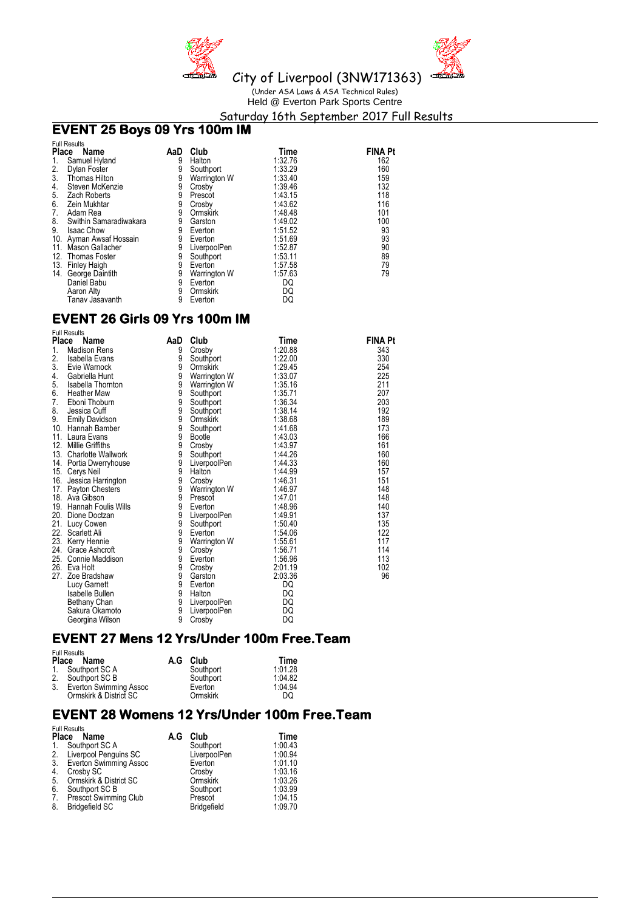City of Liverpool (3NW171363)

(Under ASA Laws & ASA Technical Rules)

Held @ Everton Park Sports Centre

Saturday 16th September 2017 Full Results

## EVENT 25 Boys 09 Yrs 100m IM

Full Results

| Place | Name | AaD | Club | Time | FINA Pt |
|---|---|---|---|---|---|
| 1. | Samuel Hyland | 9 | Halton | 1:32.76 | 162 |
| 2. | Dylan Foster | 9 | Southport | 1:33.29 | 160 |
| 3. | Thomas Hilton | 9 | Warrington W | 1:33.40 | 159 |
| 4. | Steven McKenzie | 9 | Crosby | 1:39.46 | 132 |
| 5. | Zach Roberts | 9 | Prescot | 1:43.15 | 118 |
| 6. | Zein Mukhtar | 9 | Crosby | 1:43.62 | 116 |
| 7. | Adam Rea | 9 | Ormskirk | 1:48.48 | 101 |
| 8. | Swithin Samaradiwakara | 9 | Garston | 1:49.02 | 100 |
| 9. | Isaac Chow | 9 | Everton | 1:51.52 | 93 |
| 10. | Ayman Awsaf Hossain | 9 | Everton | 1:51.69 | 93 |
| 11. | Mason Gallacher | 9 | LiverpoolPen | 1:52.87 | 90 |
| 12. | Thomas Foster | 9 | Southport | 1:53.11 | 89 |
| 13. | Finley Haigh | 9 | Everton | 1:57.58 | 79 |
| 14. | George Daintith | 9 | Warrington W | 1:57.63 | 79 |
| | Daniel Babu | 9 | Everton | DQ | |
| | Aaron Alty | 9 | Ormskirk | DQ | |
| | Tanav Jasavanth | 9 | Everton | DQ | |

## EVENT 26 Girls 09 Yrs 100m IM

Full Results

| Place | Name | AaD | Club | Time | FINA Pt |
|---|---|---|---|---|---|
| 1. | Madison Rens | 9 | Crosby | 1:20.88 | 343 |
| 2. | Isabella Evans | 9 | Southport | 1:22.00 | 330 |
| 3. | Evie Warnock | 9 | Ormskirk | 1:29.45 | 254 |
| 4. | Gabriella Hunt | 9 | Warrington W | 1:33.07 | 225 |
| 5. | Isabella Thornton | 9 | Warrington W | 1:35.16 | 211 |
| 6. | Heather Maw | 9 | Southport | 1:35.71 | 207 |
| 7. | Eboni Thoburn | 9 | Southport | 1:36.34 | 203 |
| 8. | Jessica Cuff | 9 | Southport | 1:38.14 | 192 |
| 9. | Emily Davidson | 9 | Ormskirk | 1:38.68 | 189 |
| 10. | Hannah Bamber | 9 | Southport | 1:41.68 | 173 |
| 11. | Laura Evans | 9 | Bootle | 1:43.03 | 166 |
| 12. | Millie Griffiths | 9 | Crosby | 1:43.97 | 161 |
| 13. | Charlotte Wallwork | 9 | Southport | 1:44.26 | 160 |
| 14. | Portia Dwerryhouse | 9 | LiverpoolPen | 1:44.33 | 160 |
| 15. | Cerys Neil | 9 | Halton | 1:44.99 | 157 |
| 16. | Jessica Harrington | 9 | Crosby | 1:46.31 | 151 |
| 17. | Payton Chesters | 9 | Warrington W | 1:46.97 | 148 |
| 18. | Ava Gibson | 9 | Prescot | 1:47.01 | 148 |
| 19. | Hannah Foulis Wills | 9 | Everton | 1:48.96 | 140 |
| 20. | Dione Doctzan | 9 | LiverpoolPen | 1:49.91 | 137 |
| 21. | Lucy Cowen | 9 | Southport | 1:50.40 | 135 |
| 22. | Scarlett Ali | 9 | Everton | 1:54.06 | 122 |
| 23. | Kerry Hennie | 9 | Warrington W | 1:55.61 | 117 |
| 24. | Grace Ashcroft | 9 | Crosby | 1:56.71 | 114 |
| 25. | Connie Maddison | 9 | Everton | 1:56.96 | 113 |
| 26. | Eva Holt | 9 | Crosby | 2:01.19 | 102 |
| 27. | Zoe Bradshaw | 9 | Garston | 2:03.36 | 96 |
| | Lucy Garnett | 9 | Everton | DQ | |
| | Isabelle Bullen | 9 | Halton | DQ | |
| | Bethany Chan | 9 | LiverpoolPen | DQ | |
| | Sakura Okamoto | 9 | LiverpoolPen | DQ | |
| | Georgina Wilson | 9 | Crosby | DQ | |

## EVENT 27 Mens 12 Yrs/Under 100m Free.Team

Full Results

| Place | Name | A.G | Club | Time |
|---|---|---|---|---|
| 1. | Southport SC A | | Southport | 1:01.28 |
| 2. | Southport SC B | | Southport | 1:04.82 |
| 3. | Everton Swimming Assoc | | Everton | 1:04.94 |
| | Ormskirk & District SC | | Ormskirk | DQ |

## EVENT 28 Womens 12 Yrs/Under 100m Free.Team

Full Results

| Place | Name | A.G | Club | Time |
|---|---|---|---|---|
| 1. | Southport SC A | | Southport | 1:00.43 |
| 2. | Liverpool Penguins SC | | LiverpoolPen | 1:00.94 |
| 3. | Everton Swimming Assoc | | Everton | 1:01.10 |
| 4. | Crosby SC | | Crosby | 1:03.16 |
| 5. | Ormskirk & District SC | | Ormskirk | 1:03.26 |
| 6. | Southport SC B | | Southport | 1:03.99 |
| 7. | Prescot Swimming Club | | Prescot | 1:04.15 |
| 8. | Bridgefield SC | | Bridgefield | 1:09.70 |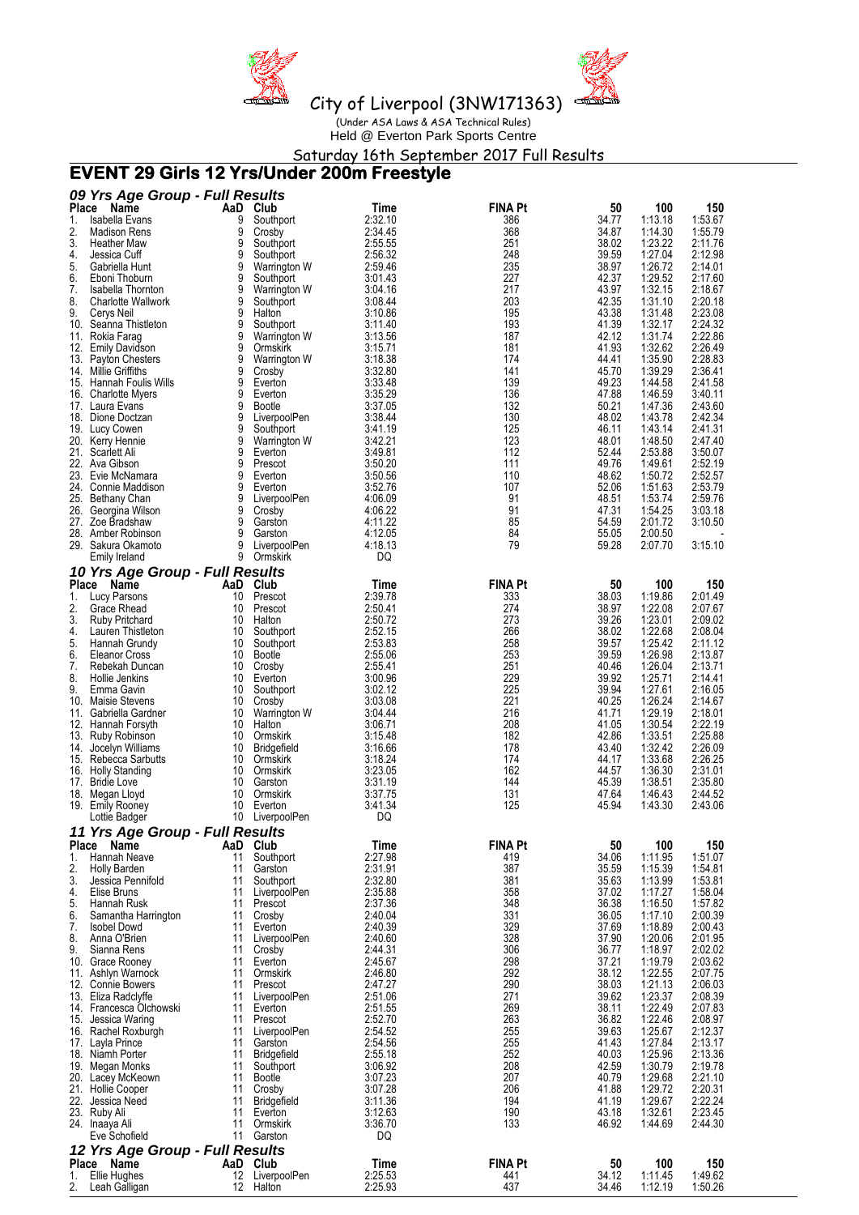# City of Liverpool (3NW171363)

(Under ASA Laws & ASA Technical Rules)

Held @ Everton Park Sports Centre

Saturday 16th September 2017 Full Results

## EVENT 29 Girls 12 Yrs/Under 200m Freestyle

### 09 Yrs Age Group - Full Results

| Place | Name | AaD | Club | Time | FINA Pt | 50 | 100 | 150 |
|---|---|---|---|---|---|---|---|---|
| 1. | Isabella Evans | 9 | Southport | 2:32.10 | 386 | 34.77 | 1:13.18 | 1:53.67 |
| 2. | Madison Rens | 9 | Crosby | 2:34.45 | 368 | 34.87 | 1:14.30 | 1:55.79 |
| 3. | Heather Maw | 9 | Southport | 2:55.55 | 251 | 38.02 | 1:23.22 | 2:11.76 |
| 4. | Jessica Cuff | 9 | Southport | 2:56.32 | 248 | 39.59 | 1:27.04 | 2:12.98 |
| 5. | Gabriella Hunt | 9 | Warrington W | 2:59.46 | 235 | 38.97 | 1:26.72 | 2:14.01 |
| 6. | Eboni Thoburn | 9 | Southport | 3:01.43 | 227 | 42.37 | 1:29.52 | 2:17.60 |
| 7. | Isabella Thornton | 9 | Warrington W | 3:04.16 | 217 | 43.97 | 1:32.15 | 2:18.67 |
| 8. | Charlotte Wallwork | 9 | Southport | 3:08.44 | 203 | 42.35 | 1:31.10 | 2:20.18 |
| 9. | Cerys Neil | 9 | Halton | 3:10.86 | 195 | 43.38 | 1:31.48 | 2:23.08 |
| 10. | Seanna Thistleton | 9 | Southport | 3:11.40 | 193 | 41.39 | 1:32.17 | 2:24.32 |
| 11. | Rokia Farag | 9 | Warrington W | 3:13.56 | 187 | 42.12 | 1:31.74 | 2:22.86 |
| 12. | Emily Davidson | 9 | Ormskirk | 3:15.71 | 181 | 41.93 | 1:32.62 | 2:26.49 |
| 13. | Payton Chesters | 9 | Warrington W | 3:18.38 | 174 | 44.41 | 1:35.90 | 2:28.83 |
| 14. | Millie Griffiths | 9 | Crosby | 3:32.80 | 141 | 45.70 | 1:39.29 | 2:36.41 |
| 15. | Hannah Foulis Wills | 9 | Everton | 3:33.48 | 139 | 49.23 | 1:44.58 | 2:41.58 |
| 16. | Charlotte Myers | 9 | Everton | 3:35.29 | 136 | 47.88 | 1:46.59 | 3:40.11 |
| 17. | Laura Evans | 9 | Bootle | 3:37.05 | 132 | 50.21 | 1:47.36 | 2:43.60 |
| 18. | Dione Doctzan | 9 | LiverpoolPen | 3:38.44 | 130 | 48.02 | 1:43.78 | 2:42.34 |
| 19. | Lucy Cowen | 9 | Southport | 3:41.19 | 125 | 46.11 | 1:43.14 | 2:41.31 |
| 20. | Kerry Hennie | 9 | Warrington W | 3:42.21 | 123 | 48.01 | 1:48.50 | 2:47.40 |
| 21. | Scarlett Ali | 9 | Everton | 3:49.81 | 112 | 52.44 | 2:53.88 | 3:50.07 |
| 22. | Ava Gibson | 9 | Prescot | 3:50.20 | 111 | 49.76 | 1:49.61 | 2:52.19 |
| 23. | Evie McNamara | 9 | Everton | 3:50.56 | 110 | 48.62 | 1:50.72 | 2:52.57 |
| 24. | Connie Maddison | 9 | Everton | 3:52.76 | 107 | 52.06 | 1:51.63 | 2:53.79 |
| 25. | Bethany Chan | 9 | LiverpoolPen | 4:06.09 | 91 | 48.51 | 1:53.74 | 2:59.76 |
| 26. | Georgina Wilson | 9 | Crosby | 4:06.22 | 91 | 47.31 | 1:54.25 | 3:03.18 |
| 27. | Zoe Bradshaw | 9 | Garston | 4:11.22 | 85 | 54.59 | 2:01.72 | 3:10.50 |
| 28. | Amber Robinson | 9 | Garston | 4:12.05 | 84 | 55.05 | 2:00.50 | - |
| 29. | Sakura Okamoto | 9 | LiverpoolPen | 4:18.13 | 79 | 59.28 | 2:07.70 | 3:15.10 |
| | Emily Ireland | 9 | Ormskirk | DQ | | | | |

### 10 Yrs Age Group - Full Results

| Place | Name | AaD | Club | Time | FINA Pt | 50 | 100 | 150 |
|---|---|---|---|---|---|---|---|---|
| 1. | Lucy Parsons | 10 | Prescot | 2:39.78 | 333 | 38.03 | 1:19.86 | 2:01.49 |
| 2. | Grace Rhead | 10 | Prescot | 2:50.41 | 274 | 38.97 | 1:22.08 | 2:07.67 |
| 3. | Ruby Pritchard | 10 | Halton | 2:50.72 | 273 | 39.26 | 1:23.01 | 2:09.02 |
| 4. | Lauren Thistleton | 10 | Southport | 2:52.15 | 266 | 38.02 | 1:22.68 | 2:08.04 |
| 5. | Hannah Grundy | 10 | Southport | 2:53.83 | 258 | 39.57 | 1:25.42 | 2:11.12 |
| 6. | Eleanor Cross | 10 | Bootle | 2:55.06 | 253 | 39.59 | 1:26.98 | 2:13.87 |
| 7. | Rebekah Duncan | 10 | Crosby | 2:55.41 | 251 | 40.46 | 1:26.04 | 2:13.71 |
| 8. | Hollie Jenkins | 10 | Everton | 3:00.96 | 229 | 39.92 | 1:25.71 | 2:14.41 |
| 9. | Emma Gavin | 10 | Southport | 3:02.12 | 225 | 39.94 | 1:27.61 | 2:16.05 |
| 10. | Maisie Stevens | 10 | Crosby | 3:03.08 | 221 | 40.25 | 1:26.24 | 2:14.67 |
| 11. | Gabriella Gardner | 10 | Warrington W | 3:04.44 | 216 | 41.71 | 1:29.19 | 2:18.01 |
| 12. | Hannah Forsyth | 10 | Halton | 3:06.71 | 208 | 41.05 | 1:30.54 | 2:22.19 |
| 13. | Ruby Robinson | 10 | Ormskirk | 3:15.48 | 182 | 42.86 | 1:33.51 | 2:25.88 |
| 14. | Jocelyn Williams | 10 | Bridgefield | 3:16.66 | 178 | 43.40 | 1:32.42 | 2:26.09 |
| 15. | Rebecca Sarbutts | 10 | Ormskirk | 3:18.24 | 174 | 44.17 | 1:33.68 | 2:26.25 |
| 16. | Holly Standing | 10 | Ormskirk | 3:23.05 | 162 | 44.57 | 1:36.30 | 2:31.01 |
| 17. | Bridie Love | 10 | Garston | 3:31.19 | 144 | 45.39 | 1:38.51 | 2:35.80 |
| 18. | Megan Lloyd | 10 | Ormskirk | 3:37.75 | 131 | 47.64 | 1:46.43 | 2:44.52 |
| 19. | Emily Rooney | 10 | Everton | 3:41.34 | 125 | 45.94 | 1:43.30 | 2:43.06 |
| | Lottie Badger | 10 | LiverpoolPen | DQ | | | | |

### 11 Yrs Age Group - Full Results

| Place | Name | AaD | Club | Time | FINA Pt | 50 | 100 | 150 |
|---|---|---|---|---|---|---|---|---|
| 1. | Hannah Neave | 11 | Southport | 2:27.98 | 419 | 34.06 | 1:11.95 | 1:51.07 |
| 2. | Holly Barden | 11 | Garston | 2:31.91 | 387 | 35.59 | 1:15.39 | 1:54.81 |
| 3. | Jessica Pennifold | 11 | Southport | 2:32.80 | 381 | 35.63 | 1:13.99 | 1:53.81 |
| 4. | Elise Bruns | 11 | LiverpoolPen | 2:35.88 | 358 | 37.02 | 1:17.27 | 1:58.04 |
| 5. | Hannah Rusk | 11 | Prescot | 2:37.36 | 348 | 36.38 | 1:16.50 | 1:57.82 |
| 6. | Samantha Harrington | 11 | Crosby | 2:40.04 | 331 | 36.05 | 1:17.10 | 2:00.39 |
| 7. | Isobel Dowd | 11 | Everton | 2:40.39 | 329 | 37.69 | 1:18.89 | 2:00.43 |
| 8. | Anna O'Brien | 11 | LiverpoolPen | 2:40.60 | 328 | 37.90 | 1:20.06 | 2:01.95 |
| 9. | Sianna Rens | 11 | Crosby | 2:44.31 | 306 | 36.77 | 1:18.97 | 2:02.02 |
| 10. | Grace Rooney | 11 | Everton | 2:45.67 | 298 | 37.21 | 1:19.79 | 2:03.62 |
| 11. | Ashlyn Warnock | 11 | Ormskirk | 2:46.80 | 292 | 38.12 | 1:22.55 | 2:07.75 |
| 12. | Connie Bowers | 11 | Prescot | 2:47.27 | 290 | 38.03 | 1:21.13 | 2:06.03 |
| 13. | Eliza Radclyffe | 11 | LiverpoolPen | 2:51.06 | 271 | 39.62 | 1:23.37 | 2:08.39 |
| 14. | Francesca Olchowski | 11 | Everton | 2:51.55 | 269 | 38.11 | 1:22.49 | 2:07.83 |
| 15. | Jessica Waring | 11 | Prescot | 2:52.70 | 263 | 36.82 | 1:22.46 | 2:08.97 |
| 16. | Rachel Roxburgh | 11 | LiverpoolPen | 2:54.52 | 255 | 39.63 | 1:25.67 | 2:12.37 |
| 17. | Layla Prince | 11 | Garston | 2:54.56 | 255 | 41.43 | 1:27.84 | 2:13.17 |
| 18. | Niamh Porter | 11 | Bridgefield | 2:55.18 | 252 | 40.03 | 1:25.96 | 2:13.36 |
| 19. | Megan Monks | 11 | Southport | 3:06.92 | 208 | 42.59 | 1:30.79 | 2:19.78 |
| 20. | Lacey McKeown | 11 | Bootle | 3:07.23 | 207 | 40.79 | 1:29.68 | 2:21.10 |
| 21. | Hollie Cooper | 11 | Crosby | 3:07.28 | 206 | 41.88 | 1:29.72 | 2:20.31 |
| 22. | Jessica Need | 11 | Bridgefield | 3:11.36 | 194 | 41.19 | 1:29.67 | 2:22.24 |
| 23. | Ruby Ali | 11 | Everton | 3:12.63 | 190 | 43.18 | 1:32.61 | 2:23.45 |
| 24. | Inaaya Ali | 11 | Ormskirk | 3:36.70 | 133 | 46.92 | 1:44.69 | 2:44.30 |
| | Eve Schofield | 11 | Garston | DQ | | | | |

### 12 Yrs Age Group - Full Results

| Place | Name | AaD | Club | Time | FINA Pt | 50 | 100 | 150 |
|---|---|---|---|---|---|---|---|---|
| 1. | Ellie Hughes | 12 | LiverpoolPen | 2:25.53 | 441 | 34.12 | 1:11.45 | 1:49.62 |
| 2. | Leah Galligan | 12 | Halton | 2:25.93 | 437 | 34.46 | 1:12.19 | 1:50.26 |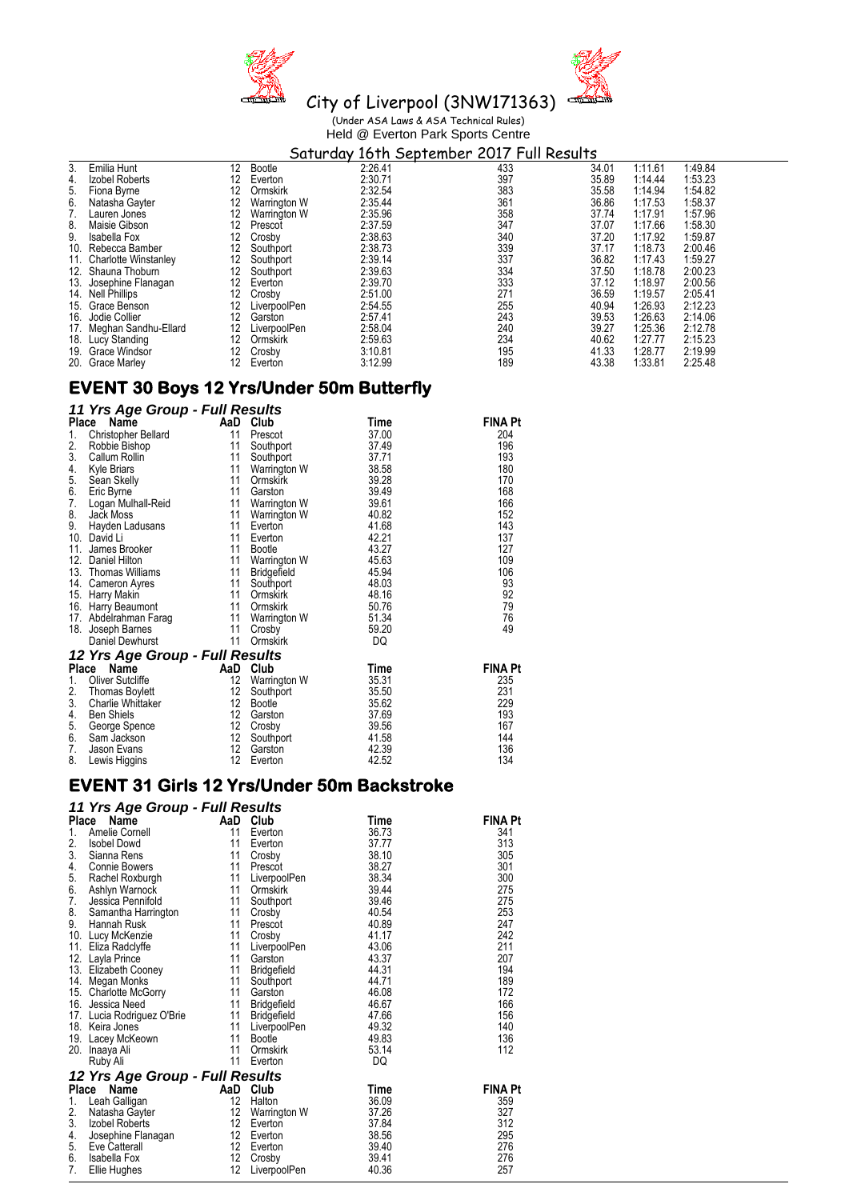# City of Liverpool (3NW171363)

(Under ASA Laws & ASA Technical Rules)

Held @ Everton Park Sports Centre

Saturday 16th September 2017 Full Results

| | | | | | | | | |
|---|---|---|---|---|---|---|---|---|
| 3. | Emilia Hunt | 12 | Bootle | 2:26.41 | 433 | 34.01 | 1:11.61 | 1:49.84 |
| 4. | Izobel Roberts | 12 | Everton | 2:30.71 | 397 | 35.89 | 1:14.44 | 1:53.23 |
| 5. | Fiona Byrne | 12 | Ormskirk | 2:32.54 | 383 | 35.58 | 1:14.94 | 1:54.82 |
| 6. | Natasha Gayter | 12 | Warrington W | 2:35.44 | 361 | 36.86 | 1:17.53 | 1:58.37 |
| 7. | Lauren Jones | 12 | Warrington W | 2:35.96 | 358 | 37.74 | 1:17.91 | 1:57.96 |
| 8. | Maisie Gibson | 12 | Prescot | 2:37.59 | 347 | 37.07 | 1:17.66 | 1:58.30 |
| 9. | Isabella Fox | 12 | Crosby | 2:38.63 | 340 | 37.20 | 1:17.92 | 1:59.87 |
| 10. | Rebecca Bamber | 12 | Southport | 2:38.73 | 339 | 37.17 | 1:18.73 | 2:00.46 |
| 11. | Charlotte Winstanley | 12 | Southport | 2:39.14 | 337 | 36.82 | 1:17.43 | 1:59.27 |
| 12. | Shauna Thoburn | 12 | Southport | 2:39.63 | 334 | 37.50 | 1:18.78 | 2:00.23 |
| 13. | Josephine Flanagan | 12 | Everton | 2:39.70 | 333 | 37.12 | 1:18.97 | 2:00.56 |
| 14. | Nell Phillips | 12 | Crosby | 2:51.00 | 271 | 36.59 | 1:19.57 | 2:05.41 |
| 15. | Grace Benson | 12 | LiverpoolPen | 2:54.55 | 255 | 40.94 | 1:26.93 | 2:12.23 |
| 16. | Jodie Collier | 12 | Garston | 2:57.41 | 243 | 39.53 | 1:26.63 | 2:14.06 |
| 17. | Meghan Sandhu-Ellard | 12 | LiverpoolPen | 2:58.04 | 240 | 39.27 | 1:25.36 | 2:12.78 |
| 18. | Lucy Standing | 12 | Ormskirk | 2:59.63 | 234 | 40.62 | 1:27.77 | 2:15.23 |
| 19. | Grace Windsor | 12 | Crosby | 3:10.81 | 195 | 41.33 | 1:28.77 | 2:19.99 |
| 20. | Grace Marley | 12 | Everton | 3:12.99 | 189 | 43.38 | 1:33.81 | 2:25.48 |

## EVENT 30 Boys 12 Yrs/Under 50m Butterfly

### *11 Yrs Age Group - Full Results*

| Place | Name | AaD | Club | Time | FINA Pt |
|---|---|---|---|---|---|
| 1. | Christopher Bellard | 11 | Prescot | 37.00 | 204 |
| 2. | Robbie Bishop | 11 | Southport | 37.49 | 196 |
| 3. | Callum Rollin | 11 | Southport | 37.71 | 193 |
| 4. | Kyle Briars | 11 | Warrington W | 38.58 | 180 |
| 5. | Sean Skelly | 11 | Ormskirk | 39.28 | 170 |
| 6. | Eric Byrne | 11 | Garston | 39.49 | 168 |
| 7. | Logan Mulhall-Reid | 11 | Warrington W | 39.61 | 166 |
| 8. | Jack Moss | 11 | Warrington W | 40.82 | 152 |
| 9. | Hayden Ladusans | 11 | Everton | 41.68 | 143 |
| 10. | David Li | 11 | Everton | 42.21 | 137 |
| 11. | James Brooker | 11 | Bootle | 43.27 | 127 |
| 12. | Daniel Hilton | 11 | Warrington W | 45.63 | 109 |
| 13. | Thomas Williams | 11 | Bridgefield | 45.94 | 106 |
| 14. | Cameron Ayres | 11 | Southport | 48.03 | 93 |
| 15. | Harry Makin | 11 | Ormskirk | 48.16 | 92 |
| 16. | Harry Beaumont | 11 | Ormskirk | 50.76 | 79 |
| 17. | Abdelrahman Farag | 11 | Warrington W | 51.34 | 76 |
| 18. | Joseph Barnes | 11 | Crosby | 59.20 | 49 |
| | Daniel Dewhurst | 11 | Ormskirk | DQ | |

### *12 Yrs Age Group - Full Results*

| Place | Name | AaD | Club | Time | FINA Pt |
|---|---|---|---|---|---|
| 1. | Oliver Sutcliffe | 12 | Warrington W | 35.31 | 235 |
| 2. | Thomas Boylett | 12 | Southport | 35.50 | 231 |
| 3. | Charlie Whittaker | 12 | Bootle | 35.62 | 229 |
| 4. | Ben Shiels | 12 | Garston | 37.69 | 193 |
| 5. | George Spence | 12 | Crosby | 39.56 | 167 |
| 6. | Sam Jackson | 12 | Southport | 41.58 | 144 |
| 7. | Jason Evans | 12 | Garston | 42.39 | 136 |
| 8. | Lewis Higgins | 12 | Everton | 42.52 | 134 |

## EVENT 31 Girls 12 Yrs/Under 50m Backstroke

### *11 Yrs Age Group - Full Results*

| Place | Name | AaD | Club | Time | FINA Pt |
|---|---|---|---|---|---|
| 1. | Amelie Cornell | 11 | Everton | 36.73 | 341 |
| 2. | Isobel Dowd | 11 | Everton | 37.77 | 313 |
| 3. | Sianna Rens | 11 | Crosby | 38.10 | 305 |
| 4. | Connie Bowers | 11 | Prescot | 38.27 | 301 |
| 5. | Rachel Roxburgh | 11 | LiverpoolPen | 38.34 | 300 |
| 6. | Ashlyn Warnock | 11 | Ormskirk | 39.44 | 275 |
| 7. | Jessica Pennifold | 11 | Southport | 39.46 | 275 |
| 8. | Samantha Harrington | 11 | Crosby | 40.54 | 253 |
| 9. | Hannah Rusk | 11 | Prescot | 40.89 | 247 |
| 10. | Lucy McKenzie | 11 | Crosby | 41.17 | 242 |
| 11. | Eliza Radclyffe | 11 | LiverpoolPen | 43.06 | 211 |
| 12. | Layla Prince | 11 | Garston | 43.37 | 207 |
| 13. | Elizabeth Cooney | 11 | Bridgefield | 44.31 | 194 |
| 14. | Megan Monks | 11 | Southport | 44.71 | 189 |
| 15. | Charlotte McGorry | 11 | Garston | 46.08 | 172 |
| 16. | Jessica Need | 11 | Bridgefield | 46.67 | 166 |
| 17. | Lucia Rodriguez O'Brie | 11 | Bridgefield | 47.66 | 156 |
| 18. | Keira Jones | 11 | LiverpoolPen | 49.32 | 140 |
| 19. | Lacey McKeown | 11 | Bootle | 49.83 | 136 |
| 20. | Inaaya Ali | 11 | Ormskirk | 53.14 | 112 |
| | Ruby Ali | 11 | Everton | DQ | |

### *12 Yrs Age Group - Full Results*

| Place | Name | AaD | Club | Time | FINA Pt |
|---|---|---|---|---|---|
| 1. | Leah Galligan | 12 | Halton | 36.09 | 359 |
| 2. | Natasha Gayter | 12 | Warrington W | 37.26 | 327 |
| 3. | Izobel Roberts | 12 | Everton | 37.84 | 312 |
| 4. | Josephine Flanagan | 12 | Everton | 38.56 | 295 |
| 5. | Eve Catterall | 12 | Everton | 39.40 | 276 |
| 6. | Isabella Fox | 12 | Crosby | 39.41 | 276 |
| 7. | Ellie Hughes | 12 | LiverpoolPen | 40.36 | 257 |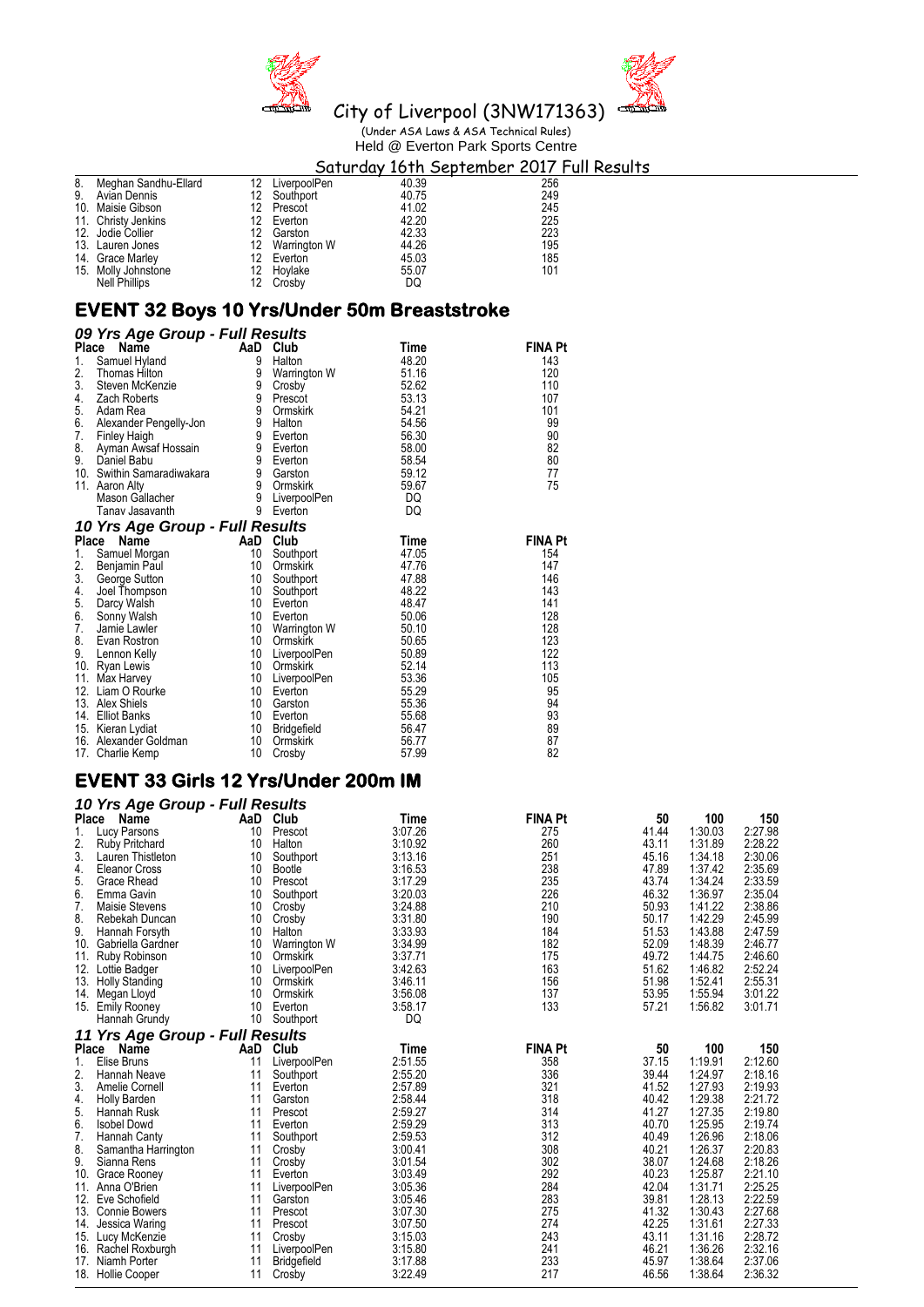# City of Liverpool (3NW171363)

(Under ASA Laws & ASA Technical Rules)
Held @ Everton Park Sports Centre

Saturday 16th September 2017 Full Results

| Place | Name | AaD | Club | Time | FINA Pt |
|---|---|---|---|---|---|
| 8. | Meghan Sandhu-Ellard | 12 | LiverpoolPen | 40.39 | 256 |
| 9. | Avian Dennis | 12 | Southport | 40.75 | 249 |
| 10. | Maisie Gibson | 12 | Prescot | 41.02 | 245 |
| 11. | Christy Jenkins | 12 | Everton | 42.20 | 225 |
| 12. | Jodie Collier | 12 | Garston | 42.33 | 223 |
| 13. | Lauren Jones | 12 | Warrington W | 44.26 | 195 |
| 14. | Grace Marley | 12 | Everton | 45.03 | 185 |
| 15. | Molly Johnstone | 12 | Hoylake | 55.07 | 101 |
| | Nell Phillips | 12 | Crosby | DQ | |

## EVENT 32 Boys 10 Yrs/Under 50m Breaststroke

### 09 Yrs Age Group - Full Results

| Place | Name | AaD | Club | Time | FINA Pt |
|---|---|---|---|---|---|
| 1. | Samuel Hyland | 9 | Halton | 48.20 | 143 |
| 2. | Thomas Hilton | 9 | Warrington W | 51.16 | 120 |
| 3. | Steven McKenzie | 9 | Crosby | 52.62 | 110 |
| 4. | Zach Roberts | 9 | Prescot | 53.13 | 107 |
| 5. | Adam Rea | 9 | Ormskirk | 54.21 | 101 |
| 6. | Alexander Pengelly-Jon | 9 | Halton | 54.56 | 99 |
| 7. | Finley Haigh | 9 | Everton | 56.30 | 90 |
| 8. | Ayman Awsaf Hossain | 9 | Everton | 58.00 | 82 |
| 9. | Daniel Babu | 9 | Everton | 58.54 | 80 |
| 10. | Swithin Samaradiwakara | 9 | Garston | 59.12 | 77 |
| 11. | Aaron Alty | 9 | Ormskirk | 59.67 | 75 |
| | Mason Gallacher | 9 | LiverpoolPen | DQ | |
| | Tanav Jasavanth | 9 | Everton | DQ | |

### 10 Yrs Age Group - Full Results

| Place | Name | AaD | Club | Time | FINA Pt |
|---|---|---|---|---|---|
| 1. | Samuel Morgan | 10 | Southport | 47.05 | 154 |
| 2. | Benjamin Paul | 10 | Ormskirk | 47.76 | 147 |
| 3. | George Sutton | 10 | Southport | 47.88 | 146 |
| 4. | Joel Thompson | 10 | Southport | 48.22 | 143 |
| 5. | Darcy Walsh | 10 | Everton | 48.47 | 141 |
| 6. | Sonny Walsh | 10 | Everton | 50.06 | 128 |
| 7. | Jamie Lawler | 10 | Warrington W | 50.10 | 128 |
| 8. | Evan Rostron | 10 | Ormskirk | 50.65 | 123 |
| 9. | Lennon Kelly | 10 | LiverpoolPen | 50.89 | 122 |
| 10. | Ryan Lewis | 10 | Ormskirk | 52.14 | 113 |
| 11. | Max Harvey | 10 | LiverpoolPen | 53.36 | 105 |
| 12. | Liam O Rourke | 10 | Everton | 55.29 | 95 |
| 13. | Alex Shiels | 10 | Garston | 55.36 | 94 |
| 14. | Elliot Banks | 10 | Everton | 55.68 | 93 |
| 15. | Kieran Lydiat | 10 | Bridgefield | 56.47 | 89 |
| 16. | Alexander Goldman | 10 | Ormskirk | 56.77 | 87 |
| 17. | Charlie Kemp | 10 | Crosby | 57.99 | 82 |

## EVENT 33 Girls 12 Yrs/Under 200m IM

### 10 Yrs Age Group - Full Results

| Place | Name | AaD | Club | Time | FINA Pt | 50 | 100 | 150 |
|---|---|---|---|---|---|---|---|---|
| 1. | Lucy Parsons | 10 | Prescot | 3:07.26 | 275 | 41.44 | 1:30.03 | 2:27.98 |
| 2. | Ruby Pritchard | 10 | Halton | 3:10.92 | 260 | 43.11 | 1:31.89 | 2:28.22 |
| 3. | Lauren Thistleton | 10 | Southport | 3:13.16 | 251 | 45.16 | 1:34.18 | 2:30.06 |
| 4. | Eleanor Cross | 10 | Bootle | 3:16.53 | 238 | 47.89 | 1:37.42 | 2:35.69 |
| 5. | Grace Rhead | 10 | Prescot | 3:17.29 | 235 | 43.74 | 1:34.24 | 2:33.59 |
| 6. | Emma Gavin | 10 | Southport | 3:20.03 | 226 | 46.32 | 1:36.97 | 2:35.04 |
| 7. | Maisie Stevens | 10 | Crosby | 3:24.88 | 210 | 50.93 | 1:41.22 | 2:38.86 |
| 8. | Rebekah Duncan | 10 | Crosby | 3:31.80 | 190 | 50.17 | 1:42.29 | 2:45.99 |
| 9. | Hannah Forsyth | 10 | Halton | 3:33.93 | 184 | 51.53 | 1:43.88 | 2:47.59 |
| 10. | Gabriella Gardner | 10 | Warrington W | 3:34.99 | 182 | 52.09 | 1:48.39 | 2:46.77 |
| 11. | Ruby Robinson | 10 | Ormskirk | 3:37.71 | 175 | 49.72 | 1:44.75 | 2:46.60 |
| 12. | Lottie Badger | 10 | LiverpoolPen | 3:42.63 | 163 | 51.62 | 1:46.82 | 2:52.24 |
| 13. | Holly Standing | 10 | Ormskirk | 3:46.11 | 156 | 51.98 | 1:52.41 | 2:55.31 |
| 14. | Megan Lloyd | 10 | Ormskirk | 3:56.08 | 137 | 53.95 | 1:55.94 | 3:01.22 |
| 15. | Emily Rooney | 10 | Everton | 3:58.17 | 133 | 57.21 | 1:56.82 | 3:01.71 |
| | Hannah Grundy | 10 | Southport | DQ | | | | |

### 11 Yrs Age Group - Full Results

| Place | Name | AaD | Club | Time | FINA Pt | 50 | 100 | 150 |
|---|---|---|---|---|---|---|---|---|
| 1. | Elise Bruns | 11 | LiverpoolPen | 2:51.55 | 358 | 37.15 | 1:19.91 | 2:12.60 |
| 2. | Hannah Neave | 11 | Southport | 2:55.20 | 336 | 39.44 | 1:24.97 | 2:18.16 |
| 3. | Amelie Cornell | 11 | Everton | 2:57.89 | 321 | 41.52 | 1:27.93 | 2:19.93 |
| 4. | Holly Barden | 11 | Garston | 2:58.44 | 318 | 40.42 | 1:29.38 | 2:21.72 |
| 5. | Hannah Rusk | 11 | Prescot | 2:59.27 | 314 | 41.27 | 1:27.35 | 2:19.80 |
| 6. | Isobel Dowd | 11 | Everton | 2:59.29 | 313 | 40.70 | 1:25.95 | 2:19.74 |
| 7. | Hannah Canty | 11 | Southport | 2:59.53 | 312 | 40.49 | 1:26.96 | 2:18.06 |
| 8. | Samantha Harrington | 11 | Crosby | 3:00.41 | 308 | 40.21 | 1:26.37 | 2:20.83 |
| 9. | Sianna Rens | 11 | Crosby | 3:01.54 | 302 | 38.07 | 1:24.68 | 2:18.26 |
| 10. | Grace Rooney | 11 | Everton | 3:03.49 | 292 | 40.23 | 1:25.87 | 2:21.10 |
| 11. | Anna O'Brien | 11 | LiverpoolPen | 3:05.36 | 284 | 42.04 | 1:31.71 | 2:25.25 |
| 12. | Eve Schofield | 11 | Garston | 3:05.46 | 283 | 39.81 | 1:28.13 | 2:22.59 |
| 13. | Connie Bowers | 11 | Prescot | 3:07.30 | 275 | 41.32 | 1:30.43 | 2:27.68 |
| 14. | Jessica Waring | 11 | Prescot | 3:07.50 | 274 | 42.25 | 1:31.61 | 2:27.33 |
| 15. | Lucy McKenzie | 11 | Crosby | 3:15.03 | 243 | 43.11 | 1:31.16 | 2:28.72 |
| 16. | Rachel Roxburgh | 11 | LiverpoolPen | 3:15.80 | 241 | 46.21 | 1:36.26 | 2:32.16 |
| 17. | Niamh Porter | 11 | Bridgefield | 3:17.88 | 233 | 45.97 | 1:38.64 | 2:37.06 |
| 18. | Hollie Cooper | 11 | Crosby | 3:22.49 | 217 | 46.56 | 1:38.64 | 2:36.32 |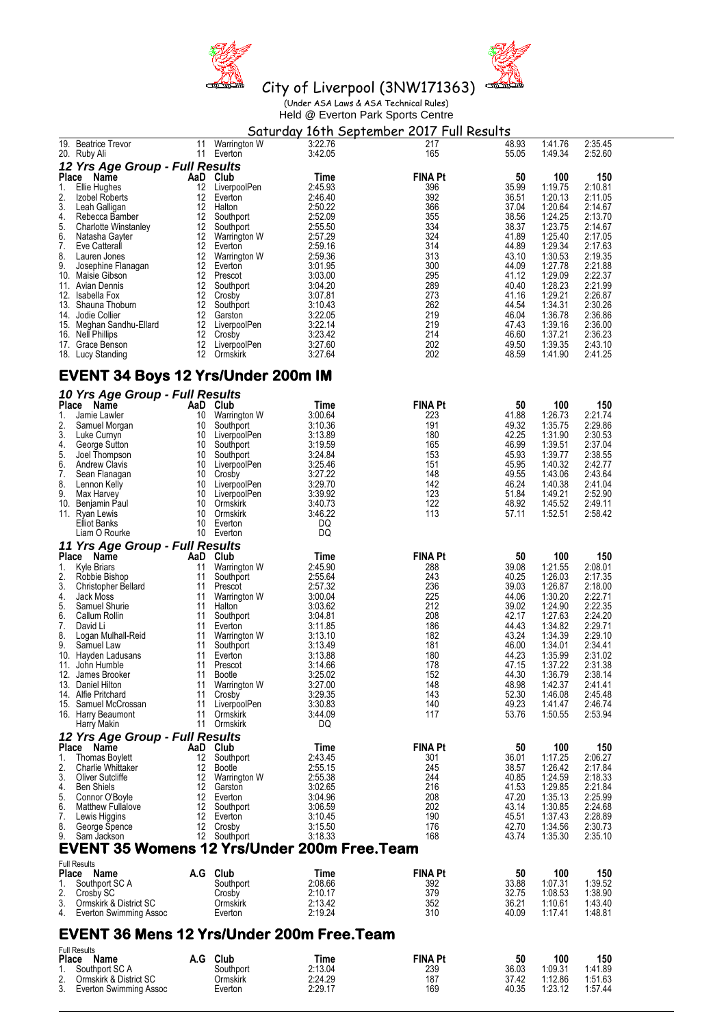# City of Liverpool (3NW171363)

(Under ASA Laws & ASA Technical Rules)
Held @ Everton Park Sports Centre

Saturday 16th September 2017 Full Results

| Place | Name | AaD | Club | Time | FINA Pt | 50 | 100 | 150 |
|---|---|---|---|---|---|---|---|---|
| 19. | Beatrice Trevor | 11 | Warrington W | 3:22.76 | 217 | 48.93 | 1:41.76 | 2:35.45 |
| 20. | Ruby Ali | 11 | Everton | 3:42.05 | 165 | 55.05 | 1:49.34 | 2:52.60 |

### 12 Yrs Age Group - Full Results

| Place | Name | AaD | Club | Time | FINA Pt | 50 | 100 | 150 |
|---|---|---|---|---|---|---|---|---|
| 1. | Ellie Hughes | 12 | LiverpoolPen | 2:45.93 | 396 | 35.99 | 1:19.75 | 2:10.81 |
| 2. | Izobel Roberts | 12 | Everton | 2:46.40 | 392 | 36.51 | 1:20.13 | 2:11.05 |
| 3. | Leah Galligan | 12 | Halton | 2:50.22 | 366 | 37.04 | 1:20.64 | 2:14.67 |
| 4. | Rebecca Bamber | 12 | Southport | 2:52.09 | 355 | 38.56 | 1:24.25 | 2:13.70 |
| 5. | Charlotte Winstanley | 12 | Southport | 2:55.50 | 334 | 38.37 | 1:23.75 | 2:14.67 |
| 6. | Natasha Gayter | 12 | Warrington W | 2:57.29 | 324 | 41.89 | 1:25.40 | 2:17.05 |
| 7. | Eve Catterall | 12 | Everton | 2:59.16 | 314 | 44.89 | 1:29.34 | 2:17.63 |
| 8. | Lauren Jones | 12 | Warrington W | 2:59.36 | 313 | 43.10 | 1:30.53 | 2:19.35 |
| 9. | Josephine Flanagan | 12 | Everton | 3:01.95 | 300 | 44.09 | 1:27.78 | 2:21.88 |
| 10. | Maisie Gibson | 12 | Prescot | 3:03.00 | 295 | 41.12 | 1:29.09 | 2:22.37 |
| 11. | Avian Dennis | 12 | Southport | 3:04.20 | 289 | 40.40 | 1:28.23 | 2:21.99 |
| 12. | Isabella Fox | 12 | Crosby | 3:07.81 | 273 | 41.16 | 1:29.21 | 2:26.87 |
| 13. | Shauna Thoburn | 12 | Southport | 3:10.43 | 262 | 44.54 | 1:34.31 | 2:30.26 |
| 14. | Jodie Collier | 12 | Garston | 3:22.05 | 219 | 46.04 | 1:36.78 | 2:36.86 |
| 15. | Meghan Sandhu-Ellard | 12 | LiverpoolPen | 3:22.14 | 219 | 47.43 | 1:39.16 | 2:36.00 |
| 16. | Nell Phillips | 12 | Crosby | 3:23.42 | 214 | 46.60 | 1:37.21 | 2:36.23 |
| 17. | Grace Benson | 12 | LiverpoolPen | 3:27.60 | 202 | 49.50 | 1:39.35 | 2:43.10 |
| 18. | Lucy Standing | 12 | Ormskirk | 3:27.64 | 202 | 48.59 | 1:41.90 | 2:41.25 |

## EVENT 34 Boys 12 Yrs/Under 200m IM

### 10 Yrs Age Group - Full Results

| Place | Name | AaD | Club | Time | FINA Pt | 50 | 100 | 150 |
|---|---|---|---|---|---|---|---|---|
| 1. | Jamie Lawler | 10 | Warrington W | 3:00.64 | 223 | 41.88 | 1:26.73 | 2:21.74 |
| 2. | Samuel Morgan | 10 | Southport | 3:10.36 | 191 | 49.32 | 1:35.75 | 2:29.86 |
| 3. | Luke Curnyn | 10 | LiverpoolPen | 3:13.89 | 180 | 42.25 | 1:31.90 | 2:30.53 |
| 4. | George Sutton | 10 | Southport | 3:19.59 | 165 | 46.99 | 1:39.51 | 2:37.04 |
| 5. | Joel Thompson | 10 | Southport | 3:24.84 | 153 | 45.93 | 1:39.77 | 2:38.55 |
| 6. | Andrew Clavis | 10 | LiverpoolPen | 3:25.46 | 151 | 45.95 | 1:40.32 | 2:42.77 |
| 7. | Sean Flanagan | 10 | Crosby | 3:27.22 | 148 | 49.55 | 1:43.06 | 2:43.64 |
| 8. | Lennon Kelly | 10 | LiverpoolPen | 3:29.70 | 142 | 46.24 | 1:40.38 | 2:41.04 |
| 9. | Max Harvey | 10 | LiverpoolPen | 3:39.92 | 123 | 51.84 | 1:49.21 | 2:52.90 |
| 10. | Benjamin Paul | 10 | Ormskirk | 3:40.73 | 122 | 48.92 | 1:45.52 | 2:49.11 |
| 11. | Ryan Lewis | 10 | Ormskirk | 3:46.22 | 113 | 57.11 | 1:52.51 | 2:58.42 |
| | Elliot Banks | 10 | Everton | DQ | | | | |
| | Liam O Rourke | 10 | Everton | DQ | | | | |

### 11 Yrs Age Group - Full Results

| Place | Name | AaD | Club | Time | FINA Pt | 50 | 100 | 150 |
|---|---|---|---|---|---|---|---|---|
| 1. | Kyle Briars | 11 | Warrington W | 2:45.90 | 288 | 39.08 | 1:21.55 | 2:08.01 |
| 2. | Robbie Bishop | 11 | Southport | 2:55.64 | 243 | 40.25 | 1:26.03 | 2:17.35 |
| 3. | Christopher Bellard | 11 | Prescot | 2:57.32 | 236 | 39.03 | 1:26.87 | 2:18.00 |
| 4. | Jack Moss | 11 | Warrington W | 3:00.04 | 225 | 44.06 | 1:30.20 | 2:22.71 |
| 5. | Samuel Shurie | 11 | Halton | 3:03.62 | 212 | 39.02 | 1:24.90 | 2:22.35 |
| 6. | Callum Rollin | 11 | Southport | 3:04.81 | 208 | 42.17 | 1:27.63 | 2:24.20 |
| 7. | David Li | 11 | Everton | 3:11.85 | 186 | 44.43 | 1:34.82 | 2:29.71 |
| 8. | Logan Mulhall-Reid | 11 | Warrington W | 3:13.10 | 182 | 43.24 | 1:34.39 | 2:29.10 |
| 9. | Samuel Law | 11 | Southport | 3:13.49 | 181 | 46.00 | 1:34.01 | 2:34.41 |
| 10. | Hayden Ladusans | 11 | Everton | 3:13.88 | 180 | 44.23 | 1:35.99 | 2:31.02 |
| 11. | John Humble | 11 | Prescot | 3:14.66 | 178 | 47.15 | 1:37.22 | 2:31.38 |
| 12. | James Brooker | 11 | Bootle | 3:25.02 | 152 | 44.30 | 1:36.79 | 2:38.14 |
| 13. | Daniel Hilton | 11 | Warrington W | 3:27.00 | 148 | 48.98 | 1:42.37 | 2:41.41 |
| 14. | Alfie Pritchard | 11 | Crosby | 3:29.35 | 143 | 52.30 | 1:46.08 | 2:45.48 |
| 15. | Samuel McCrossan | 11 | LiverpoolPen | 3:30.83 | 140 | 49.23 | 1:41.47 | 2:46.74 |
| 16. | Harry Beaumont | 11 | Ormskirk | 3:44.09 | 117 | 53.76 | 1:50.55 | 2:53.94 |
| | Harry Makin | 11 | Ormskirk | DQ | | | | |

### 12 Yrs Age Group - Full Results

| Place | Name | AaD | Club | Time | FINA Pt | 50 | 100 | 150 |
|---|---|---|---|---|---|---|---|---|
| 1. | Thomas Boylett | 12 | Southport | 2:43.45 | 301 | 36.01 | 1:17.25 | 2:06.27 |
| 2. | Charlie Whittaker | 12 | Bootle | 2:55.15 | 245 | 38.57 | 1:26.42 | 2:17.84 |
| 3. | Oliver Sutcliffe | 12 | Warrington W | 2:55.38 | 244 | 40.85 | 1:24.59 | 2:18.33 |
| 4. | Ben Shiels | 12 | Garston | 3:02.65 | 216 | 41.53 | 1:29.85 | 2:21.84 |
| 5. | Connor O'Boyle | 12 | Everton | 3:04.96 | 208 | 47.20 | 1:35.13 | 2:25.99 |
| 6. | Matthew Fullalove | 12 | Southport | 3:06.59 | 202 | 43.14 | 1:30.85 | 2:24.68 |
| 7. | Lewis Higgins | 12 | Everton | 3:10.45 | 190 | 45.51 | 1:37.43 | 2:28.89 |
| 8. | George Spence | 12 | Crosby | 3:15.50 | 176 | 42.70 | 1:34.56 | 2:30.73 |
| 9. | Sam Jackson | 12 | Southport | 3:18.33 | 168 | 43.74 | 1:35.30 | 2:35.10 |

## EVENT 35 Womens 12 Yrs/Under 200m Free.Team

Full Results

| Place | Name | A.G | Club | Time | FINA Pt | 50 | 100 | 150 |
|---|---|---|---|---|---|---|---|---|
| 1. | Southport SC A | | Southport | 2:08.66 | 392 | 33.88 | 1:07.31 | 1:39.52 |
| 2. | Crosby SC | | Crosby | 2:10.17 | 379 | 32.75 | 1:08.53 | 1:38.90 |
| 3. | Ormskirk & District SC | | Ormskirk | 2:13.42 | 352 | 36.21 | 1:10.61 | 1:43.40 |
| 4. | Everton Swimming Assoc | | Everton | 2:19.24 | 310 | 40.09 | 1:17.41 | 1:48.81 |

## EVENT 36 Mens 12 Yrs/Under 200m Free.Team

Full Results

| Place | Name | A.G | Club | Time | FINA Pt | 50 | 100 | 150 |
|---|---|---|---|---|---|---|---|---|
| 1. | Southport SC A | | Southport | 2:13.04 | 239 | 36.03 | 1:09.31 | 1:41.89 |
| 2. | Ormskirk & District SC | | Ormskirk | 2:24.29 | 187 | 37.42 | 1:12.86 | 1:51.63 |
| 3. | Everton Swimming Assoc | | Everton | 2:29.17 | 169 | 40.35 | 1:23.12 | 1:57.44 |